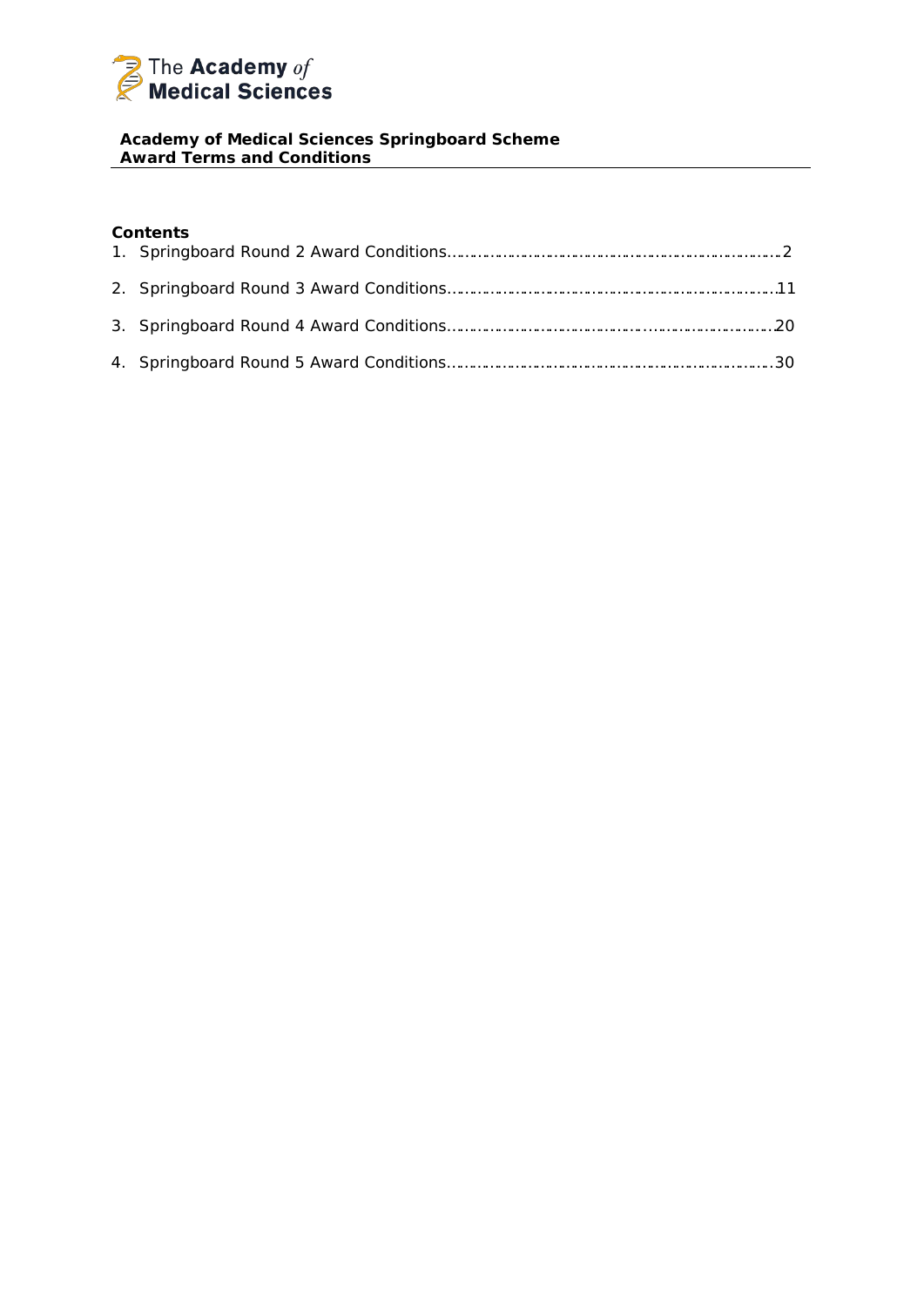The Academy *of* Medical Sciences

**Academy of Medical Sciences Springboard Scheme**
**Award Terms and Conditions**

---

**Contents**

1. Springboard Round 2 Award Conditions……………………………………………………………2
2. Springboard Round 3 Award Conditions……………………………………………………………11
3. Springboard Round 4 Award Conditions……………………………………………………………20
4. Springboard Round 5 Award Conditions……………………………………………………………30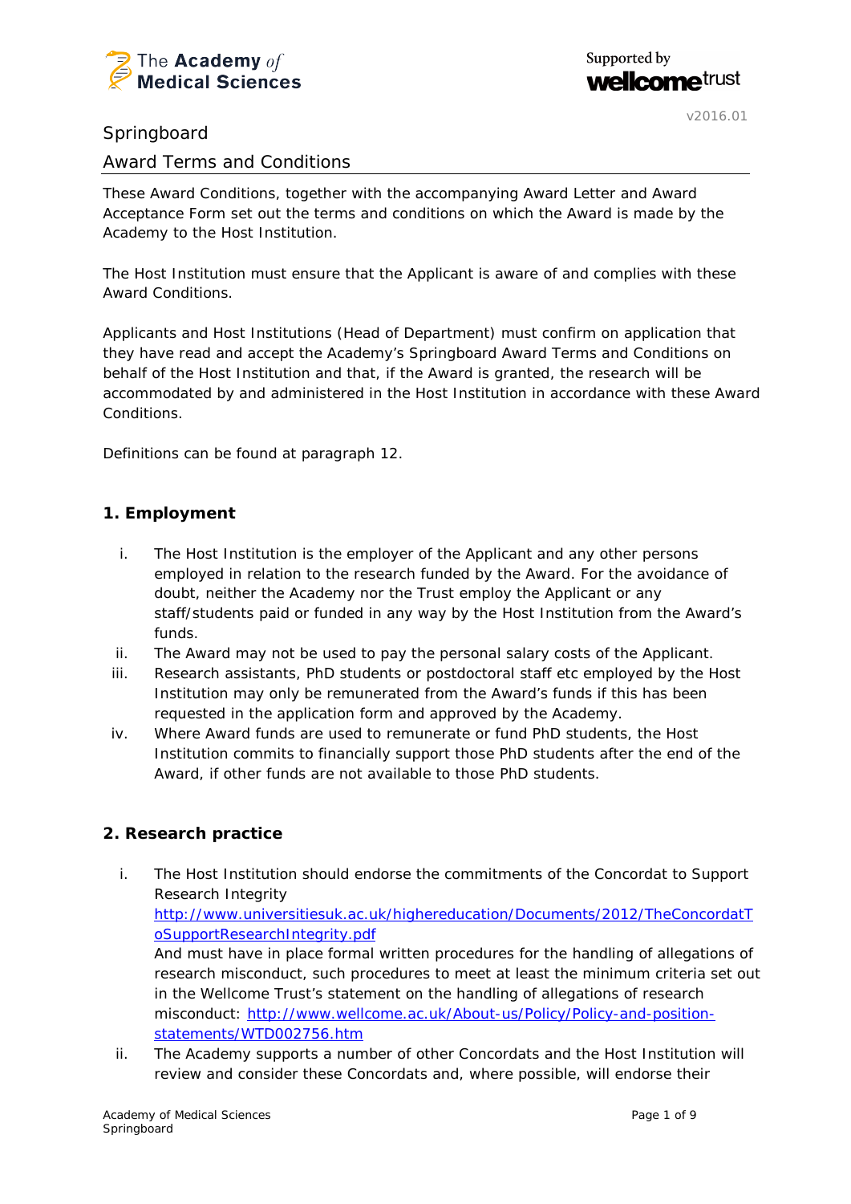Springboard

Award Terms and Conditions

v2016.01

These Award Conditions, together with the accompanying Award Letter and Award Acceptance Form set out the terms and conditions on which the Award is made by the Academy to the Host Institution.

The Host Institution must ensure that the Applicant is aware of and complies with these Award Conditions.

Applicants and Host Institutions (Head of Department) must confirm on application that they have read and accept the Academy's Springboard Award Terms and Conditions on behalf of the Host Institution and that, if the Award is granted, the research will be accommodated by and administered in the Host Institution in accordance with these Award Conditions.

Definitions can be found at paragraph 12.

## 1. Employment

i. The Host Institution is the employer of the Applicant and any other persons employed in relation to the research funded by the Award. For the avoidance of doubt, neither the Academy nor the Trust employ the Applicant or any staff/students paid or funded in any way by the Host Institution from the Award's funds.

ii. The Award may not be used to pay the personal salary costs of the Applicant.

iii. Research assistants, PhD students or postdoctoral staff etc employed by the Host Institution may only be remunerated from the Award's funds if this has been requested in the application form and approved by the Academy.

iv. Where Award funds are used to remunerate or fund PhD students, the Host Institution commits to financially support those PhD students after the end of the Award, if other funds are not available to those PhD students.

## 2. Research practice

i. The Host Institution should endorse the commitments of the Concordat to Support Research Integrity http://www.universitiesuk.ac.uk/highereducation/Documents/2012/TheConcordatToSupportResearchIntegrity.pdf
And must have in place formal written procedures for the handling of allegations of research misconduct, such procedures to meet at least the minimum criteria set out in the Wellcome Trust's statement on the handling of allegations of research misconduct: http://www.wellcome.ac.uk/About-us/Policy/Policy-and-position-statements/WTD002756.htm

ii. The Academy supports a number of other Concordats and the Host Institution will review and consider these Concordats and, where possible, will endorse their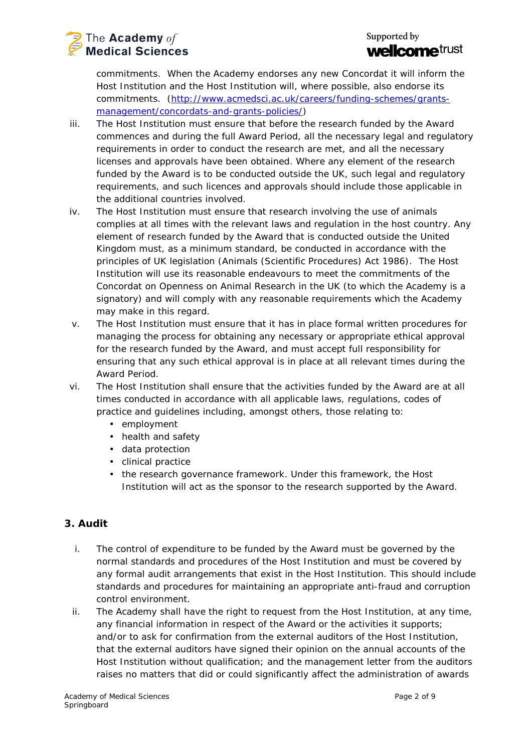commitments. When the Academy endorses any new Concordat it will inform the Host Institution and the Host Institution will, where possible, also endorse its commitments. (http://www.acmedsci.ac.uk/careers/funding-schemes/grants-management/concordats-and-grants-policies/)

iii. The Host Institution must ensure that before the research funded by the Award commences and during the full Award Period, all the necessary legal and regulatory requirements in order to conduct the research are met, and all the necessary licenses and approvals have been obtained. Where any element of the research funded by the Award is to be conducted outside the UK, such legal and regulatory requirements, and such licences and approvals should include those applicable in the additional countries involved.

iv. The Host Institution must ensure that research involving the use of animals complies at all times with the relevant laws and regulation in the host country. Any element of research funded by the Award that is conducted outside the United Kingdom must, as a minimum standard, be conducted in accordance with the principles of UK legislation (Animals (Scientific Procedures) Act 1986). The Host Institution will use its reasonable endeavours to meet the commitments of the Concordat on Openness on Animal Research in the UK (to which the Academy is a signatory) and will comply with any reasonable requirements which the Academy may make in this regard.

v. The Host Institution must ensure that it has in place formal written procedures for managing the process for obtaining any necessary or appropriate ethical approval for the research funded by the Award, and must accept full responsibility for ensuring that any such ethical approval is in place at all relevant times during the Award Period.

vi. The Host Institution shall ensure that the activities funded by the Award are at all times conducted in accordance with all applicable laws, regulations, codes of practice and guidelines including, amongst others, those relating to:
   - employment
   - health and safety
   - data protection
   - clinical practice
   - the research governance framework. Under this framework, the Host Institution will act as the sponsor to the research supported by the Award.

## 3. Audit

i. The control of expenditure to be funded by the Award must be governed by the normal standards and procedures of the Host Institution and must be covered by any formal audit arrangements that exist in the Host Institution. This should include standards and procedures for maintaining an appropriate anti-fraud and corruption control environment.

ii. The Academy shall have the right to request from the Host Institution, at any time, any financial information in respect of the Award or the activities it supports; and/or to ask for confirmation from the external auditors of the Host Institution, that the external auditors have signed their opinion on the annual accounts of the Host Institution without qualification; and the management letter from the auditors raises no matters that did or could significantly affect the administration of awards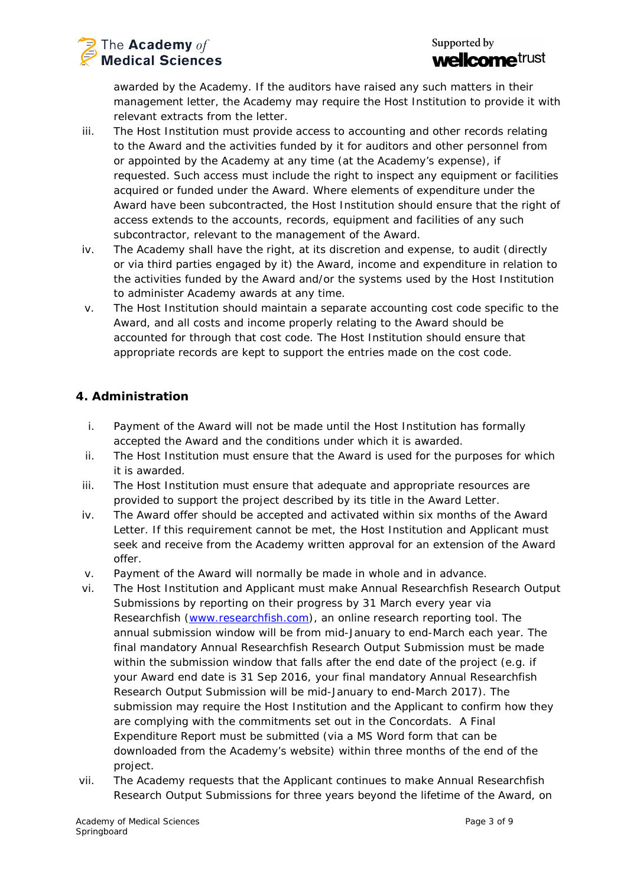awarded by the Academy. If the auditors have raised any such matters in their management letter, the Academy may require the Host Institution to provide it with relevant extracts from the letter.

iii. The Host Institution must provide access to accounting and other records relating to the Award and the activities funded by it for auditors and other personnel from or appointed by the Academy at any time (at the Academy's expense), if requested. Such access must include the right to inspect any equipment or facilities acquired or funded under the Award. Where elements of expenditure under the Award have been subcontracted, the Host Institution should ensure that the right of access extends to the accounts, records, equipment and facilities of any such subcontractor, relevant to the management of the Award.

iv. The Academy shall have the right, at its discretion and expense, to audit (directly or via third parties engaged by it) the Award, income and expenditure in relation to the activities funded by the Award and/or the systems used by the Host Institution to administer Academy awards at any time.

v. The Host Institution should maintain a separate accounting cost code specific to the Award, and all costs and income properly relating to the Award should be accounted for through that cost code. The Host Institution should ensure that appropriate records are kept to support the entries made on the cost code.

## 4. Administration

i. Payment of the Award will not be made until the Host Institution has formally accepted the Award and the conditions under which it is awarded.

ii. The Host Institution must ensure that the Award is used for the purposes for which it is awarded.

iii. The Host Institution must ensure that adequate and appropriate resources are provided to support the project described by its title in the Award Letter.

iv. The Award offer should be accepted and activated within six months of the Award Letter. If this requirement cannot be met, the Host Institution and Applicant must seek and receive from the Academy written approval for an extension of the Award offer.

v. Payment of the Award will normally be made in whole and in advance.

vi. The Host Institution and Applicant must make Annual Researchfish Research Output Submissions by reporting on their progress by 31 March every year via Researchfish ([www.researchfish.com](http://www.researchfish.com)), an online research reporting tool. The annual submission window will be from mid-January to end-March each year. The final mandatory Annual Researchfish Research Output Submission must be made within the submission window that falls after the end date of the project (e.g. if your Award end date is 31 Sep 2016, your final mandatory Annual Researchfish Research Output Submission will be mid-January to end-March 2017). The submission may require the Host Institution and the Applicant to confirm how they are complying with the commitments set out in the Concordats. A Final Expenditure Report must be submitted (via a MS Word form that can be downloaded from the Academy's website) within three months of the end of the project.

vii. The Academy requests that the Applicant continues to make Annual Researchfish Research Output Submissions for three years beyond the lifetime of the Award, on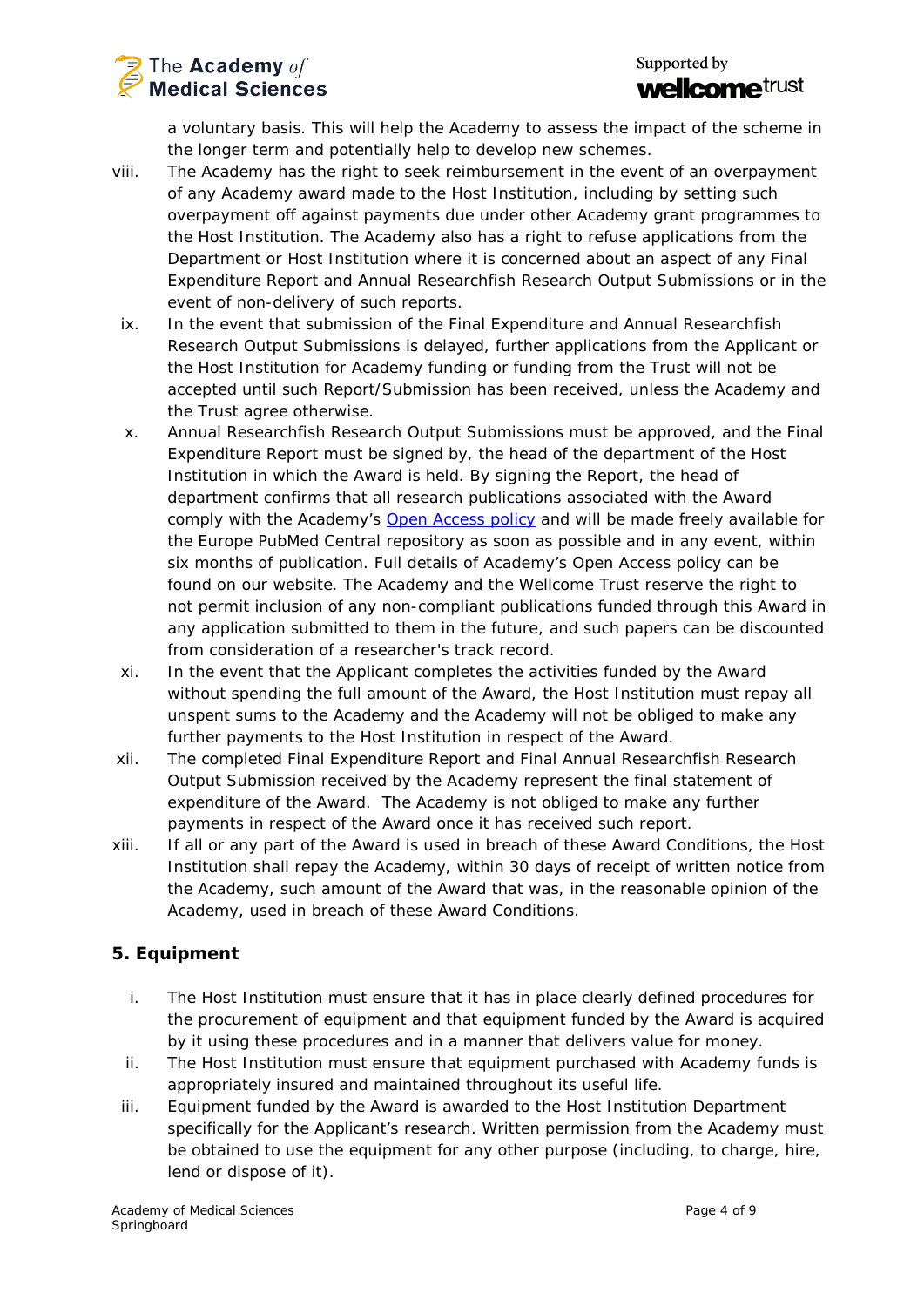a voluntary basis. This will help the Academy to assess the impact of the scheme in the longer term and potentially help to develop new schemes.

viii. The Academy has the right to seek reimbursement in the event of an overpayment of any Academy award made to the Host Institution, including by setting such overpayment off against payments due under other Academy grant programmes to the Host Institution. The Academy also has a right to refuse applications from the Department or Host Institution where it is concerned about an aspect of any Final Expenditure Report and Annual Researchfish Research Output Submissions or in the event of non-delivery of such reports.

ix. In the event that submission of the Final Expenditure and Annual Researchfish Research Output Submissions is delayed, further applications from the Applicant or the Host Institution for Academy funding or funding from the Trust will not be accepted until such Report/Submission has been received, unless the Academy and the Trust agree otherwise.

x. Annual Researchfish Research Output Submissions must be approved, and the Final Expenditure Report must be signed by, the head of the department of the Host Institution in which the Award is held. By signing the Report, the head of department confirms that all research publications associated with the Award comply with the Academy's [Open Access policy] and will be made freely available for the Europe PubMed Central repository as soon as possible and in any event, within six months of publication. Full details of Academy's Open Access policy can be found on our website. The Academy and the Wellcome Trust reserve the right to not permit inclusion of any non-compliant publications funded through this Award in any application submitted to them in the future, and such papers can be discounted from consideration of a researcher's track record.

xi. In the event that the Applicant completes the activities funded by the Award without spending the full amount of the Award, the Host Institution must repay all unspent sums to the Academy and the Academy will not be obliged to make any further payments to the Host Institution in respect of the Award.

xii. The completed Final Expenditure Report and Final Annual Researchfish Research Output Submission received by the Academy represent the final statement of expenditure of the Award. The Academy is not obliged to make any further payments in respect of the Award once it has received such report.

xiii. If all or any part of the Award is used in breach of these Award Conditions, the Host Institution shall repay the Academy, within 30 days of receipt of written notice from the Academy, such amount of the Award that was, in the reasonable opinion of the Academy, used in breach of these Award Conditions.

## 5. Equipment

i. The Host Institution must ensure that it has in place clearly defined procedures for the procurement of equipment and that equipment funded by the Award is acquired by it using these procedures and in a manner that delivers value for money.

ii. The Host Institution must ensure that equipment purchased with Academy funds is appropriately insured and maintained throughout its useful life.

iii. Equipment funded by the Award is awarded to the Host Institution Department specifically for the Applicant's research. Written permission from the Academy must be obtained to use the equipment for any other purpose (including, to charge, hire, lend or dispose of it).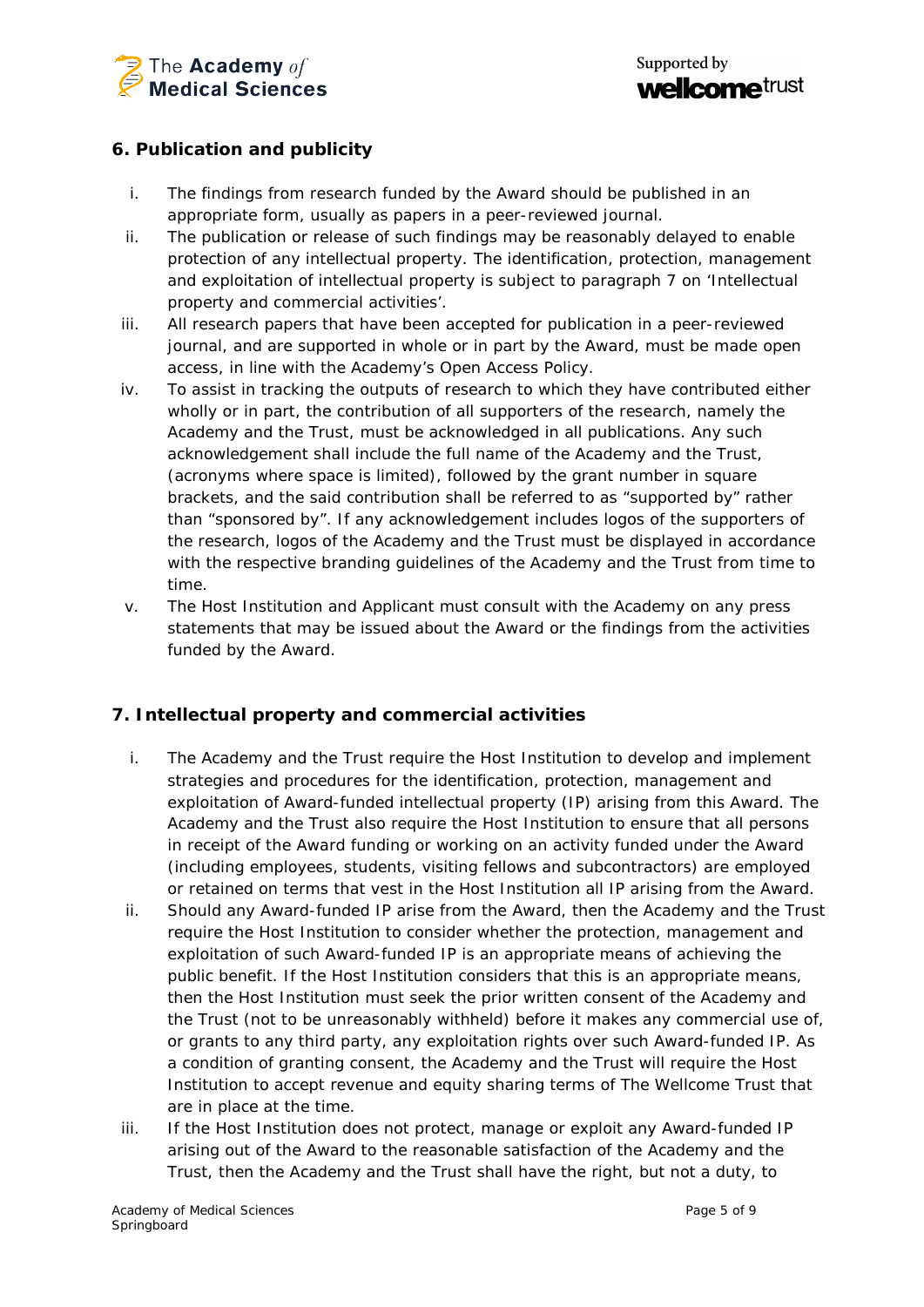## 6. Publication and publicity

i. The findings from research funded by the Award should be published in an appropriate form, usually as papers in a peer-reviewed journal.

ii. The publication or release of such findings may be reasonably delayed to enable protection of any intellectual property. The identification, protection, management and exploitation of intellectual property is subject to paragraph 7 on 'Intellectual property and commercial activities'.

iii. All research papers that have been accepted for publication in a peer-reviewed journal, and are supported in whole or in part by the Award, must be made open access, in line with the Academy's Open Access Policy.

iv. To assist in tracking the outputs of research to which they have contributed either wholly or in part, the contribution of all supporters of the research, namely the Academy and the Trust, must be acknowledged in all publications. Any such acknowledgement shall include the full name of the Academy and the Trust, (acronyms where space is limited), followed by the grant number in square brackets, and the said contribution shall be referred to as "supported by" rather than "sponsored by". If any acknowledgement includes logos of the supporters of the research, logos of the Academy and the Trust must be displayed in accordance with the respective branding guidelines of the Academy and the Trust from time to time.

v. The Host Institution and Applicant must consult with the Academy on any press statements that may be issued about the Award or the findings from the activities funded by the Award.

## 7. Intellectual property and commercial activities

i. The Academy and the Trust require the Host Institution to develop and implement strategies and procedures for the identification, protection, management and exploitation of Award-funded intellectual property (IP) arising from this Award. The Academy and the Trust also require the Host Institution to ensure that all persons in receipt of the Award funding or working on an activity funded under the Award (including employees, students, visiting fellows and subcontractors) are employed or retained on terms that vest in the Host Institution all IP arising from the Award.

ii. Should any Award-funded IP arise from the Award, then the Academy and the Trust require the Host Institution to consider whether the protection, management and exploitation of such Award-funded IP is an appropriate means of achieving the public benefit. If the Host Institution considers that this is an appropriate means, then the Host Institution must seek the prior written consent of the Academy and the Trust (not to be unreasonably withheld) before it makes any commercial use of, or grants to any third party, any exploitation rights over such Award-funded IP. As a condition of granting consent, the Academy and the Trust will require the Host Institution to accept revenue and equity sharing terms of The Wellcome Trust that are in place at the time.

iii. If the Host Institution does not protect, manage or exploit any Award-funded IP arising out of the Award to the reasonable satisfaction of the Academy and the Trust, then the Academy and the Trust shall have the right, but not a duty, to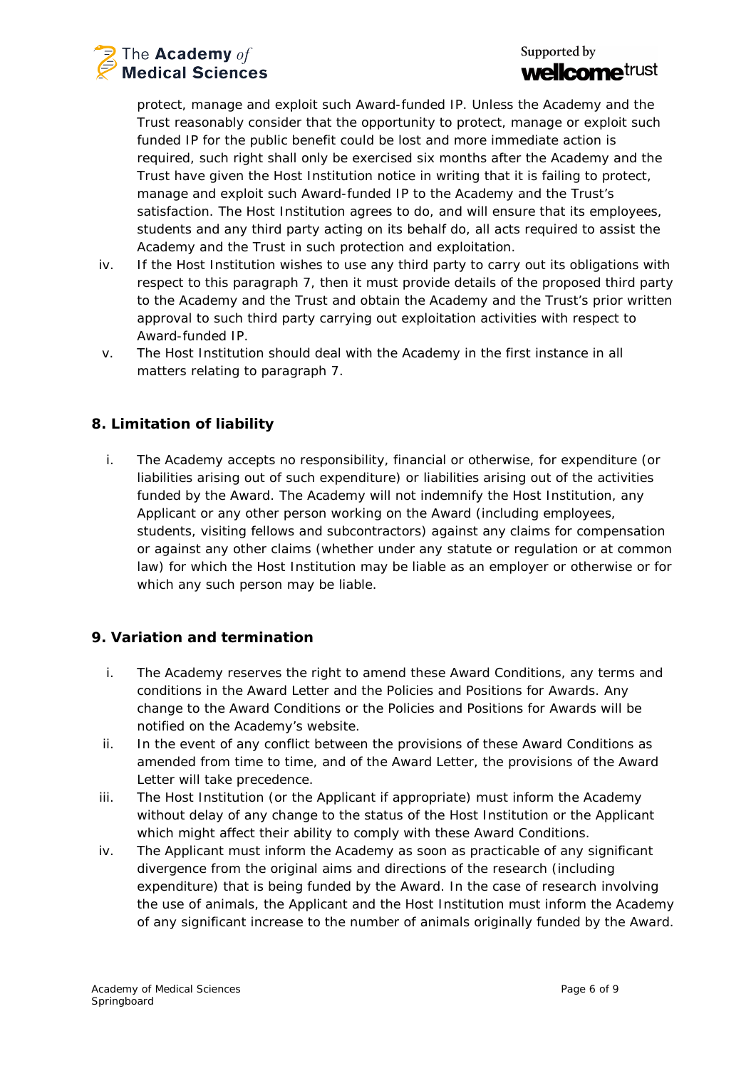protect, manage and exploit such Award-funded IP. Unless the Academy and the Trust reasonably consider that the opportunity to protect, manage or exploit such funded IP for the public benefit could be lost and more immediate action is required, such right shall only be exercised six months after the Academy and the Trust have given the Host Institution notice in writing that it is failing to protect, manage and exploit such Award-funded IP to the Academy and the Trust's satisfaction. The Host Institution agrees to do, and will ensure that its employees, students and any third party acting on its behalf do, all acts required to assist the Academy and the Trust in such protection and exploitation.

iv. If the Host Institution wishes to use any third party to carry out its obligations with respect to this paragraph 7, then it must provide details of the proposed third party to the Academy and the Trust and obtain the Academy and the Trust's prior written approval to such third party carrying out exploitation activities with respect to Award-funded IP.

v. The Host Institution should deal with the Academy in the first instance in all matters relating to paragraph 7.

## 8. Limitation of liability

i. The Academy accepts no responsibility, financial or otherwise, for expenditure (or liabilities arising out of such expenditure) or liabilities arising out of the activities funded by the Award. The Academy will not indemnify the Host Institution, any Applicant or any other person working on the Award (including employees, students, visiting fellows and subcontractors) against any claims for compensation or against any other claims (whether under any statute or regulation or at common law) for which the Host Institution may be liable as an employer or otherwise or for which any such person may be liable.

## 9. Variation and termination

i. The Academy reserves the right to amend these Award Conditions, any terms and conditions in the Award Letter and the Policies and Positions for Awards. Any change to the Award Conditions or the Policies and Positions for Awards will be notified on the Academy's website.

ii. In the event of any conflict between the provisions of these Award Conditions as amended from time to time, and of the Award Letter, the provisions of the Award Letter will take precedence.

iii. The Host Institution (or the Applicant if appropriate) must inform the Academy without delay of any change to the status of the Host Institution or the Applicant which might affect their ability to comply with these Award Conditions.

iv. The Applicant must inform the Academy as soon as practicable of any significant divergence from the original aims and directions of the research (including expenditure) that is being funded by the Award. In the case of research involving the use of animals, the Applicant and the Host Institution must inform the Academy of any significant increase to the number of animals originally funded by the Award.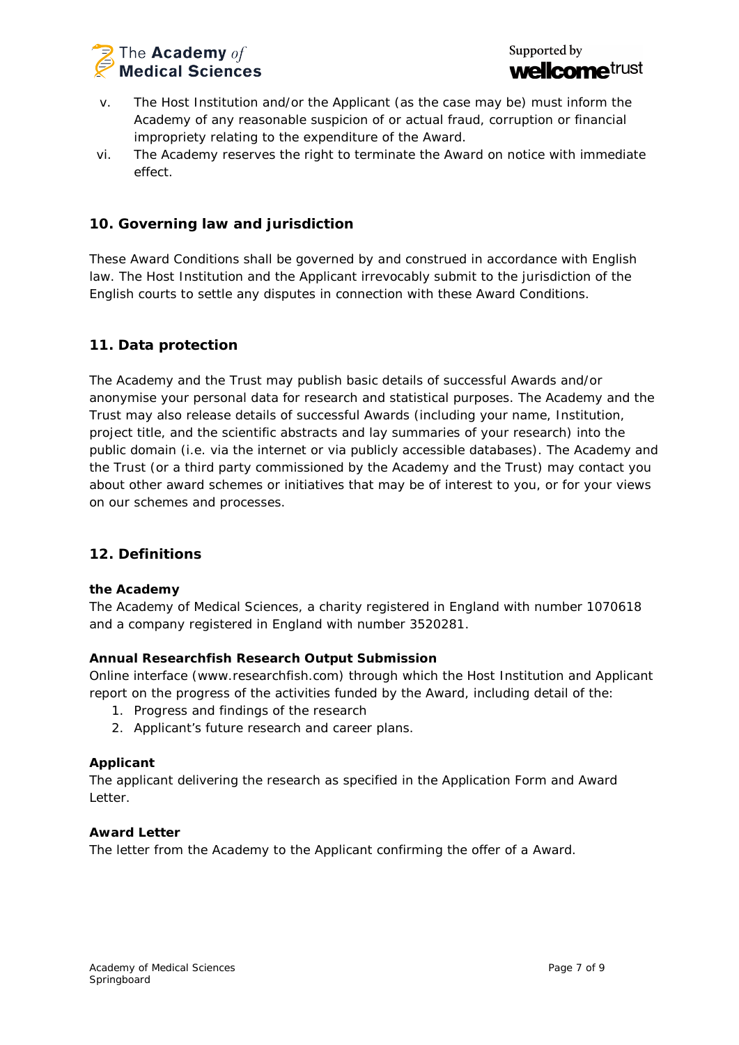v. The Host Institution and/or the Applicant (as the case may be) must inform the Academy of any reasonable suspicion of or actual fraud, corruption or financial impropriety relating to the expenditure of the Award.

vi. The Academy reserves the right to terminate the Award on notice with immediate effect.

## 10. Governing law and jurisdiction

These Award Conditions shall be governed by and construed in accordance with English law. The Host Institution and the Applicant irrevocably submit to the jurisdiction of the English courts to settle any disputes in connection with these Award Conditions.

## 11. Data protection

The Academy and the Trust may publish basic details of successful Awards and/or anonymise your personal data for research and statistical purposes. The Academy and the Trust may also release details of successful Awards (including your name, Institution, project title, and the scientific abstracts and lay summaries of your research) into the public domain (i.e. via the internet or via publicly accessible databases). The Academy and the Trust (or a third party commissioned by the Academy and the Trust) may contact you about other award schemes or initiatives that may be of interest to you, or for your views on our schemes and processes.

## 12. Definitions

**the Academy**
The Academy of Medical Sciences, a charity registered in England with number 1070618 and a company registered in England with number 3520281.

**Annual Researchfish Research Output Submission**
Online interface (www.researchfish.com) through which the Host Institution and Applicant report on the progress of the activities funded by the Award, including detail of the:

1. Progress and findings of the research
2. Applicant's future research and career plans.

**Applicant**
The applicant delivering the research as specified in the Application Form and Award Letter.

**Award Letter**
The letter from the Academy to the Applicant confirming the offer of a Award.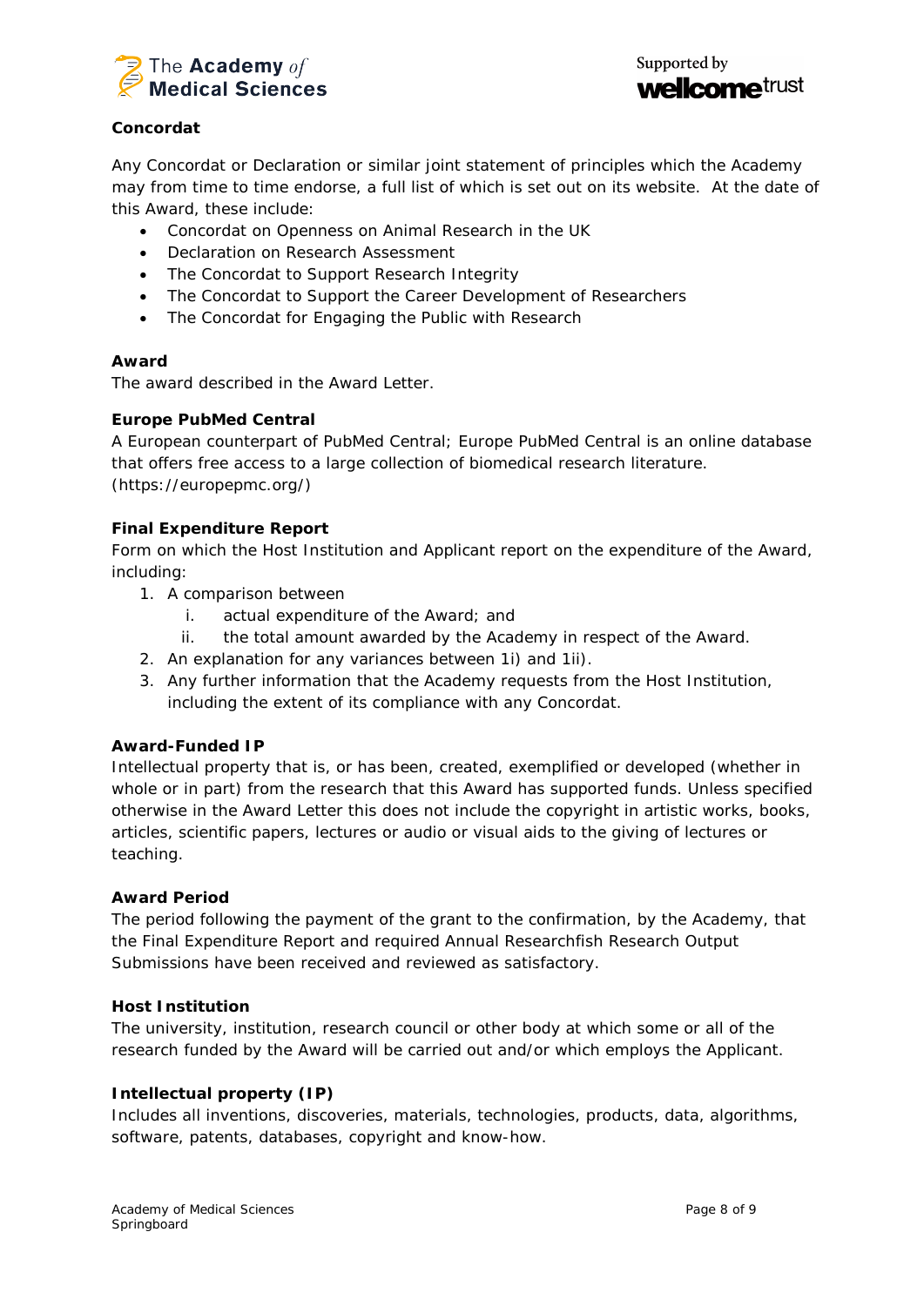**Concordat**

Any Concordat or Declaration or similar joint statement of principles which the Academy may from time to time endorse, a full list of which is set out on its website. At the date of this Award, these include:

- Concordat on Openness on Animal Research in the UK
- Declaration on Research Assessment
- The Concordat to Support Research Integrity
- The Concordat to Support the Career Development of Researchers
- The Concordat for Engaging the Public with Research

**Award**
The award described in the Award Letter.

**Europe PubMed Central**
A European counterpart of PubMed Central; Europe PubMed Central is an online database that offers free access to a large collection of biomedical research literature. (https://europepmc.org/)

**Final Expenditure Report**
Form on which the Host Institution and Applicant report on the expenditure of the Award, including:

1. A comparison between
   i. actual expenditure of the Award; and
   ii. the total amount awarded by the Academy in respect of the Award.
2. An explanation for any variances between 1i) and 1ii).
3. Any further information that the Academy requests from the Host Institution, including the extent of its compliance with any Concordat.

**Award-Funded IP**
Intellectual property that is, or has been, created, exemplified or developed (whether in whole or in part) from the research that this Award has supported funds. Unless specified otherwise in the Award Letter this does not include the copyright in artistic works, books, articles, scientific papers, lectures or audio or visual aids to the giving of lectures or teaching.

**Award Period**
The period following the payment of the grant to the confirmation, by the Academy, that the Final Expenditure Report and required Annual Researchfish Research Output Submissions have been received and reviewed as satisfactory.

**Host Institution**
The university, institution, research council or other body at which some or all of the research funded by the Award will be carried out and/or which employs the Applicant.

**Intellectual property (IP)**
Includes all inventions, discoveries, materials, technologies, products, data, algorithms, software, patents, databases, copyright and know-how.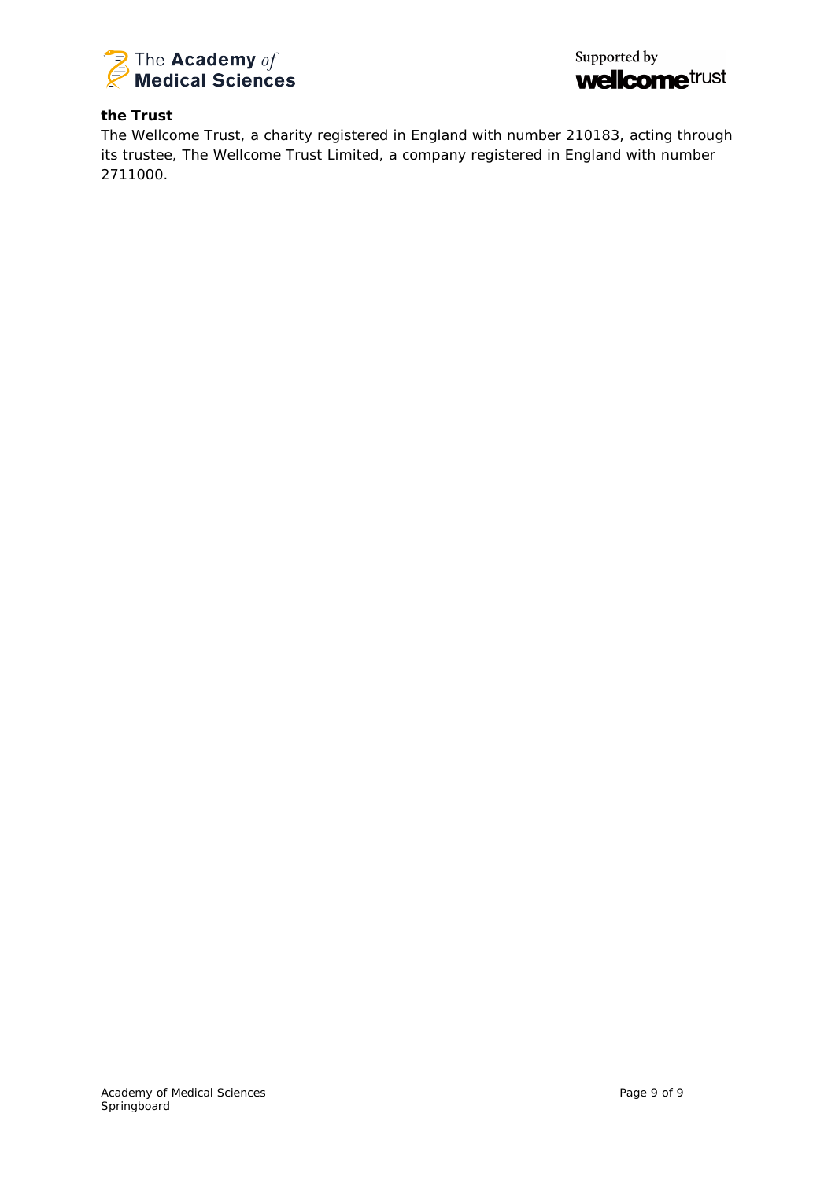**the Trust**
The Wellcome Trust, a charity registered in England with number 210183, acting through its trustee, The Wellcome Trust Limited, a company registered in England with number 2711000.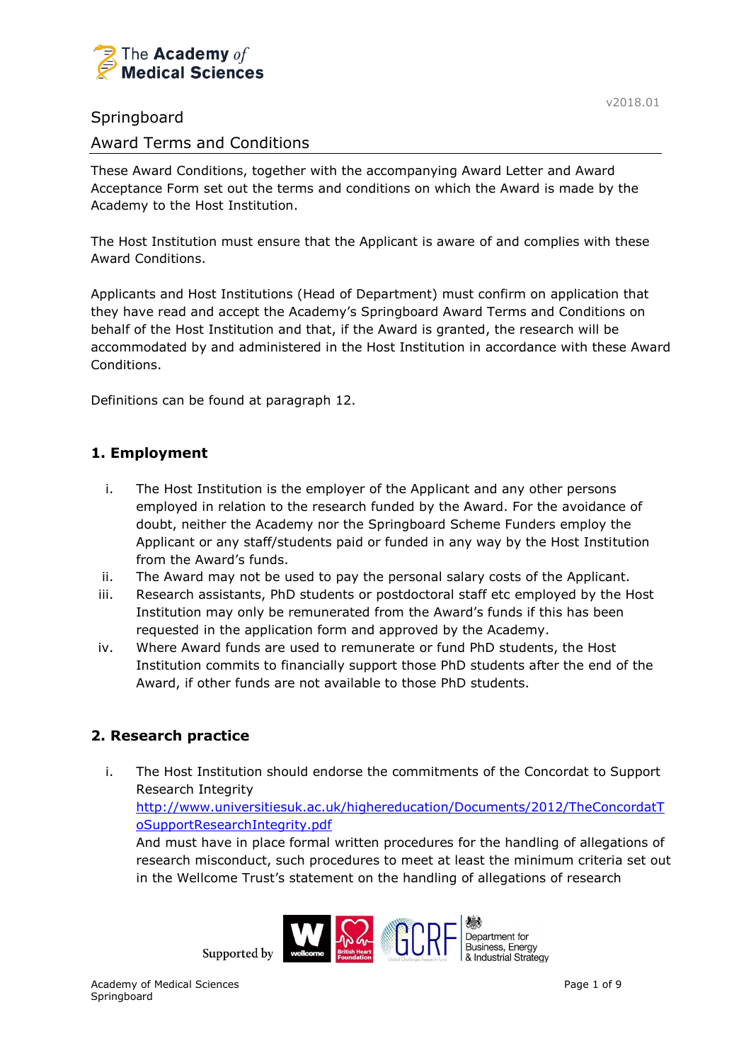The Academy of Medical Sciences

v2018.01

# Springboard

## Award Terms and Conditions

These Award Conditions, together with the accompanying Award Letter and Award Acceptance Form set out the terms and conditions on which the Award is made by the Academy to the Host Institution.

The Host Institution must ensure that the Applicant is aware of and complies with these Award Conditions.

Applicants and Host Institutions (Head of Department) must confirm on application that they have read and accept the Academy's Springboard Award Terms and Conditions on behalf of the Host Institution and that, if the Award is granted, the research will be accommodated by and administered in the Host Institution in accordance with these Award Conditions.

Definitions can be found at paragraph 12.

### 1. Employment

i. The Host Institution is the employer of the Applicant and any other persons employed in relation to the research funded by the Award. For the avoidance of doubt, neither the Academy nor the Springboard Scheme Funders employ the Applicant or any staff/students paid or funded in any way by the Host Institution from the Award's funds.

ii. The Award may not be used to pay the personal salary costs of the Applicant.

iii. Research assistants, PhD students or postdoctoral staff etc employed by the Host Institution may only be remunerated from the Award's funds if this has been requested in the application form and approved by the Academy.

iv. Where Award funds are used to remunerate or fund PhD students, the Host Institution commits to financially support those PhD students after the end of the Award, if other funds are not available to those PhD students.

### 2. Research practice

i. The Host Institution should endorse the commitments of the Concordat to Support Research Integrity http://www.universitiesuk.ac.uk/highereducation/Documents/2012/TheConcordatToSupportResearchIntegrity.pdf
And must have in place formal written procedures for the handling of allegations of research misconduct, such procedures to meet at least the minimum criteria set out in the Wellcome Trust's statement on the handling of allegations of research

Supported by wellcome, British Heart Foundation, GCRF, Department for Business, Energy & Industrial Strategy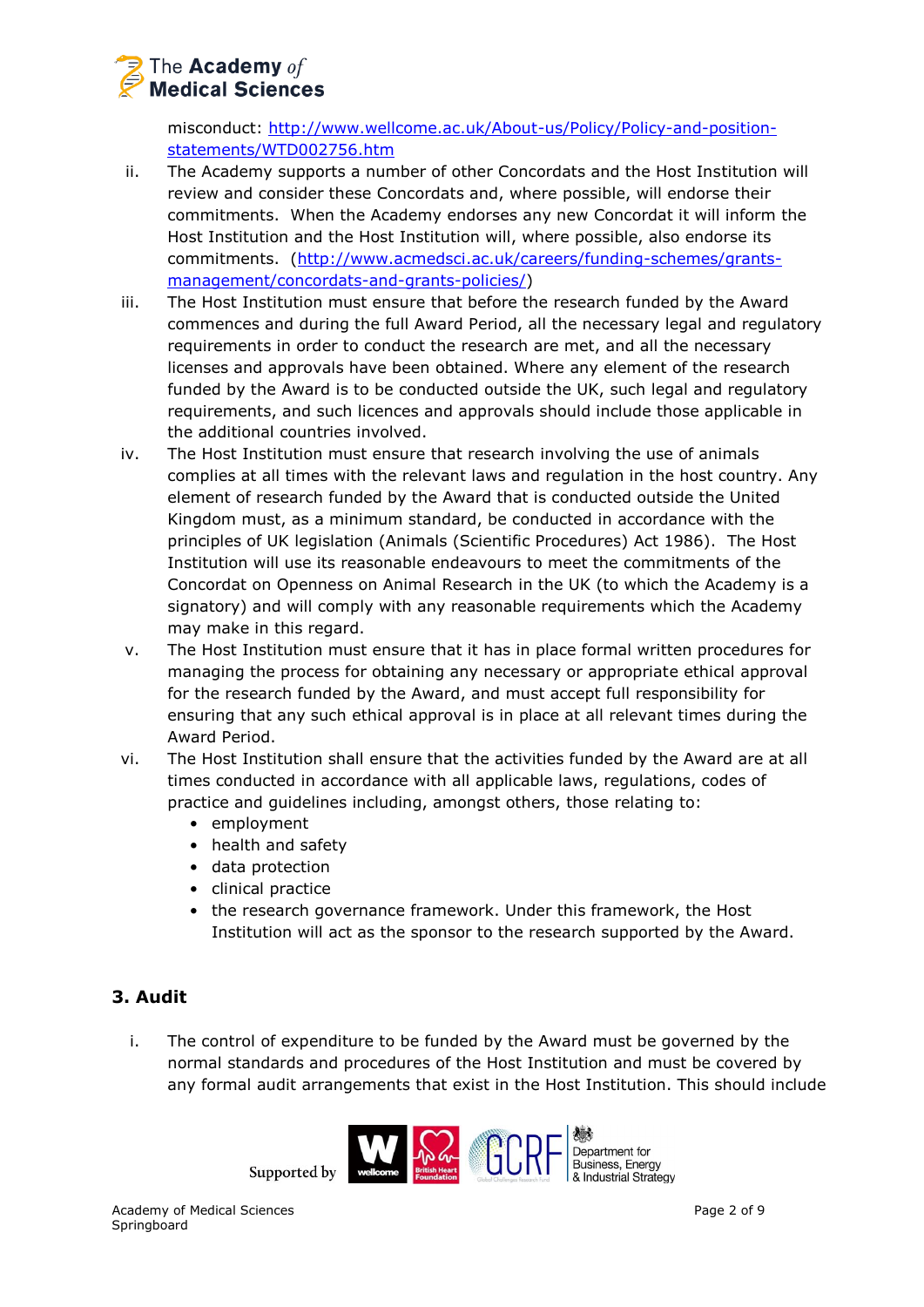misconduct: http://www.wellcome.ac.uk/About-us/Policy/Policy-and-position-statements/WTD002756.htm

ii. The Academy supports a number of other Concordats and the Host Institution will review and consider these Concordats and, where possible, will endorse their commitments. When the Academy endorses any new Concordat it will inform the Host Institution and the Host Institution will, where possible, also endorse its commitments. (http://www.acmedsci.ac.uk/careers/funding-schemes/grants-management/concordats-and-grants-policies/)

iii. The Host Institution must ensure that before the research funded by the Award commences and during the full Award Period, all the necessary legal and regulatory requirements in order to conduct the research are met, and all the necessary licenses and approvals have been obtained. Where any element of the research funded by the Award is to be conducted outside the UK, such legal and regulatory requirements, and such licences and approvals should include those applicable in the additional countries involved.

iv. The Host Institution must ensure that research involving the use of animals complies at all times with the relevant laws and regulation in the host country. Any element of research funded by the Award that is conducted outside the United Kingdom must, as a minimum standard, be conducted in accordance with the principles of UK legislation (Animals (Scientific Procedures) Act 1986). The Host Institution will use its reasonable endeavours to meet the commitments of the Concordat on Openness on Animal Research in the UK (to which the Academy is a signatory) and will comply with any reasonable requirements which the Academy may make in this regard.

v. The Host Institution must ensure that it has in place formal written procedures for managing the process for obtaining any necessary or appropriate ethical approval for the research funded by the Award, and must accept full responsibility for ensuring that any such ethical approval is in place at all relevant times during the Award Period.

vi. The Host Institution shall ensure that the activities funded by the Award are at all times conducted in accordance with all applicable laws, regulations, codes of practice and guidelines including, amongst others, those relating to:
   - employment
   - health and safety
   - data protection
   - clinical practice
   - the research governance framework. Under this framework, the Host Institution will act as the sponsor to the research supported by the Award.

## 3. Audit

i. The control of expenditure to be funded by the Award must be governed by the normal standards and procedures of the Host Institution and must be covered by any formal audit arrangements that exist in the Host Institution. This should include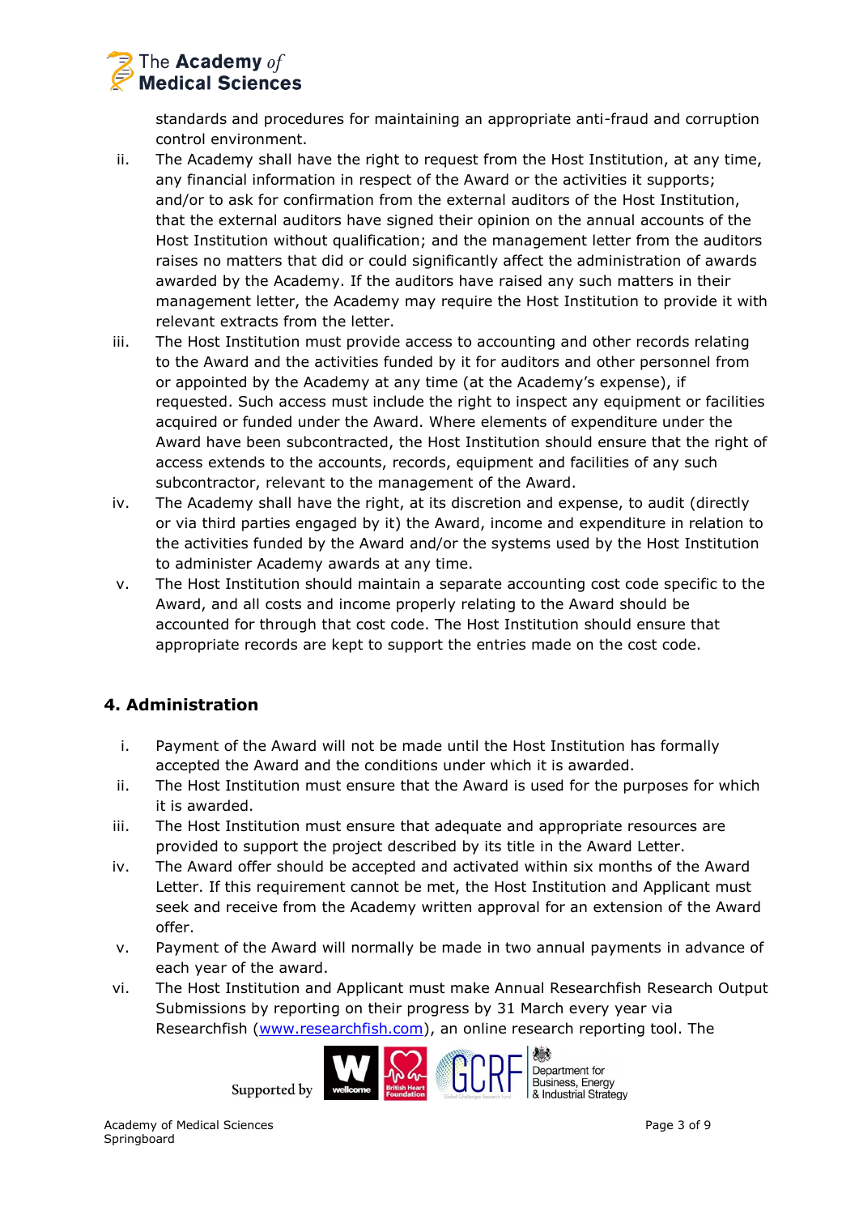standards and procedures for maintaining an appropriate anti-fraud and corruption control environment.

ii. The Academy shall have the right to request from the Host Institution, at any time, any financial information in respect of the Award or the activities it supports; and/or to ask for confirmation from the external auditors of the Host Institution, that the external auditors have signed their opinion on the annual accounts of the Host Institution without qualification; and the management letter from the auditors raises no matters that did or could significantly affect the administration of awards awarded by the Academy. If the auditors have raised any such matters in their management letter, the Academy may require the Host Institution to provide it with relevant extracts from the letter.

iii. The Host Institution must provide access to accounting and other records relating to the Award and the activities funded by it for auditors and other personnel from or appointed by the Academy at any time (at the Academy's expense), if requested. Such access must include the right to inspect any equipment or facilities acquired or funded under the Award. Where elements of expenditure under the Award have been subcontracted, the Host Institution should ensure that the right of access extends to the accounts, records, equipment and facilities of any such subcontractor, relevant to the management of the Award.

iv. The Academy shall have the right, at its discretion and expense, to audit (directly or via third parties engaged by it) the Award, income and expenditure in relation to the activities funded by the Award and/or the systems used by the Host Institution to administer Academy awards at any time.

v. The Host Institution should maintain a separate accounting cost code specific to the Award, and all costs and income properly relating to the Award should be accounted for through that cost code. The Host Institution should ensure that appropriate records are kept to support the entries made on the cost code.

## 4. Administration

i. Payment of the Award will not be made until the Host Institution has formally accepted the Award and the conditions under which it is awarded.

ii. The Host Institution must ensure that the Award is used for the purposes for which it is awarded.

iii. The Host Institution must ensure that adequate and appropriate resources are provided to support the project described by its title in the Award Letter.

iv. The Award offer should be accepted and activated within six months of the Award Letter. If this requirement cannot be met, the Host Institution and Applicant must seek and receive from the Academy written approval for an extension of the Award offer.

v. Payment of the Award will normally be made in two annual payments in advance of each year of the award.

vi. The Host Institution and Applicant must make Annual Researchfish Research Output Submissions by reporting on their progress by 31 March every year via Researchfish ([www.researchfish.com](www.researchfish.com)), an online research reporting tool. The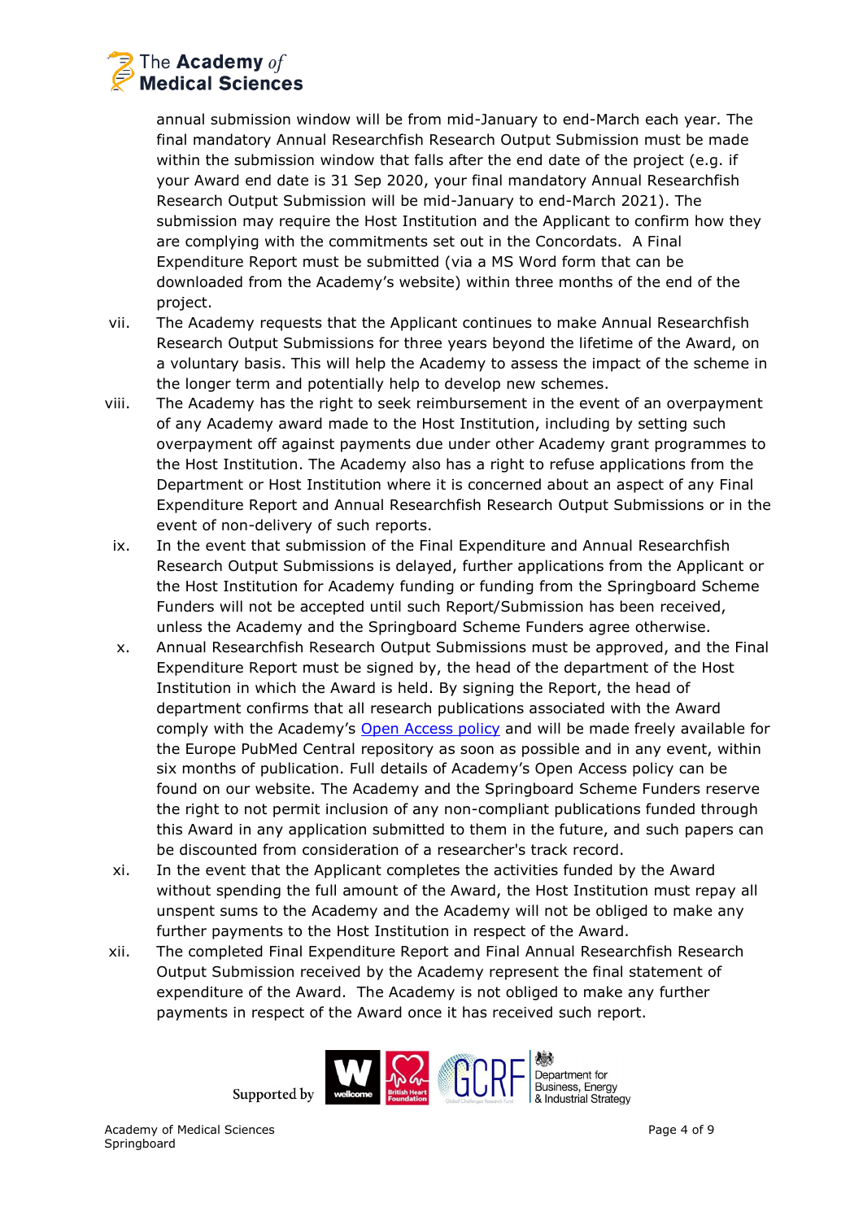annual submission window will be from mid-January to end-March each year. The final mandatory Annual Researchfish Research Output Submission must be made within the submission window that falls after the end date of the project (e.g. if your Award end date is 31 Sep 2020, your final mandatory Annual Researchfish Research Output Submission will be mid-January to end-March 2021). The submission may require the Host Institution and the Applicant to confirm how they are complying with the commitments set out in the Concordats. A Final Expenditure Report must be submitted (via a MS Word form that can be downloaded from the Academy's website) within three months of the end of the project.

vii. The Academy requests that the Applicant continues to make Annual Researchfish Research Output Submissions for three years beyond the lifetime of the Award, on a voluntary basis. This will help the Academy to assess the impact of the scheme in the longer term and potentially help to develop new schemes.

viii. The Academy has the right to seek reimbursement in the event of an overpayment of any Academy award made to the Host Institution, including by setting such overpayment off against payments due under other Academy grant programmes to the Host Institution. The Academy also has a right to refuse applications from the Department or Host Institution where it is concerned about an aspect of any Final Expenditure Report and Annual Researchfish Research Output Submissions or in the event of non-delivery of such reports.

ix. In the event that submission of the Final Expenditure and Annual Researchfish Research Output Submissions is delayed, further applications from the Applicant or the Host Institution for Academy funding or funding from the Springboard Scheme Funders will not be accepted until such Report/Submission has been received, unless the Academy and the Springboard Scheme Funders agree otherwise.

x. Annual Researchfish Research Output Submissions must be approved, and the Final Expenditure Report must be signed by, the head of the department of the Host Institution in which the Award is held. By signing the Report, the head of department confirms that all research publications associated with the Award comply with the Academy's Open Access policy and will be made freely available for the Europe PubMed Central repository as soon as possible and in any event, within six months of publication. Full details of Academy's Open Access policy can be found on our website. The Academy and the Springboard Scheme Funders reserve the right to not permit inclusion of any non-compliant publications funded through this Award in any application submitted to them in the future, and such papers can be discounted from consideration of a researcher's track record.

xi. In the event that the Applicant completes the activities funded by the Award without spending the full amount of the Award, the Host Institution must repay all unspent sums to the Academy and the Academy will not be obliged to make any further payments to the Host Institution in respect of the Award.

xii. The completed Final Expenditure Report and Final Annual Researchfish Research Output Submission received by the Academy represent the final statement of expenditure of the Award. The Academy is not obliged to make any further payments in respect of the Award once it has received such report.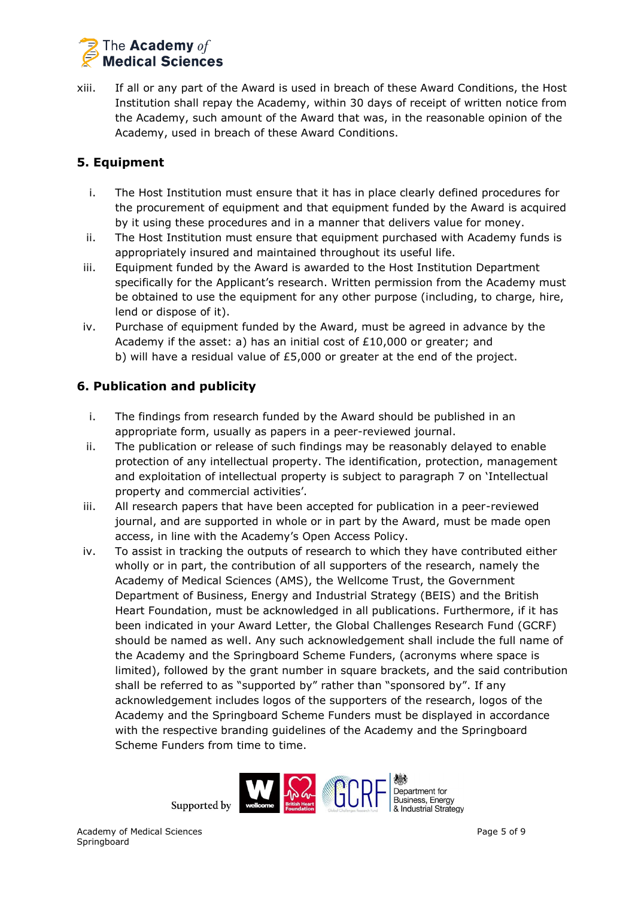xiii. If all or any part of the Award is used in breach of these Award Conditions, the Host Institution shall repay the Academy, within 30 days of receipt of written notice from the Academy, such amount of the Award that was, in the reasonable opinion of the Academy, used in breach of these Award Conditions.

## 5. Equipment

i. The Host Institution must ensure that it has in place clearly defined procedures for the procurement of equipment and that equipment funded by the Award is acquired by it using these procedures and in a manner that delivers value for money.

ii. The Host Institution must ensure that equipment purchased with Academy funds is appropriately insured and maintained throughout its useful life.

iii. Equipment funded by the Award is awarded to the Host Institution Department specifically for the Applicant's research. Written permission from the Academy must be obtained to use the equipment for any other purpose (including, to charge, hire, lend or dispose of it).

iv. Purchase of equipment funded by the Award, must be agreed in advance by the Academy if the asset: a) has an initial cost of £10,000 or greater; and b) will have a residual value of £5,000 or greater at the end of the project.

## 6. Publication and publicity

i. The findings from research funded by the Award should be published in an appropriate form, usually as papers in a peer-reviewed journal.

ii. The publication or release of such findings may be reasonably delayed to enable protection of any intellectual property. The identification, protection, management and exploitation of intellectual property is subject to paragraph 7 on 'Intellectual property and commercial activities'.

iii. All research papers that have been accepted for publication in a peer-reviewed journal, and are supported in whole or in part by the Award, must be made open access, in line with the Academy's Open Access Policy.

iv. To assist in tracking the outputs of research to which they have contributed either wholly or in part, the contribution of all supporters of the research, namely the Academy of Medical Sciences (AMS), the Wellcome Trust, the Government Department of Business, Energy and Industrial Strategy (BEIS) and the British Heart Foundation, must be acknowledged in all publications. Furthermore, if it has been indicated in your Award Letter, the Global Challenges Research Fund (GCRF) should be named as well. Any such acknowledgement shall include the full name of the Academy and the Springboard Scheme Funders, (acronyms where space is limited), followed by the grant number in square brackets, and the said contribution shall be referred to as "supported by" rather than "sponsored by". If any acknowledgement includes logos of the supporters of the research, logos of the Academy and the Springboard Scheme Funders must be displayed in accordance with the respective branding guidelines of the Academy and the Springboard Scheme Funders from time to time.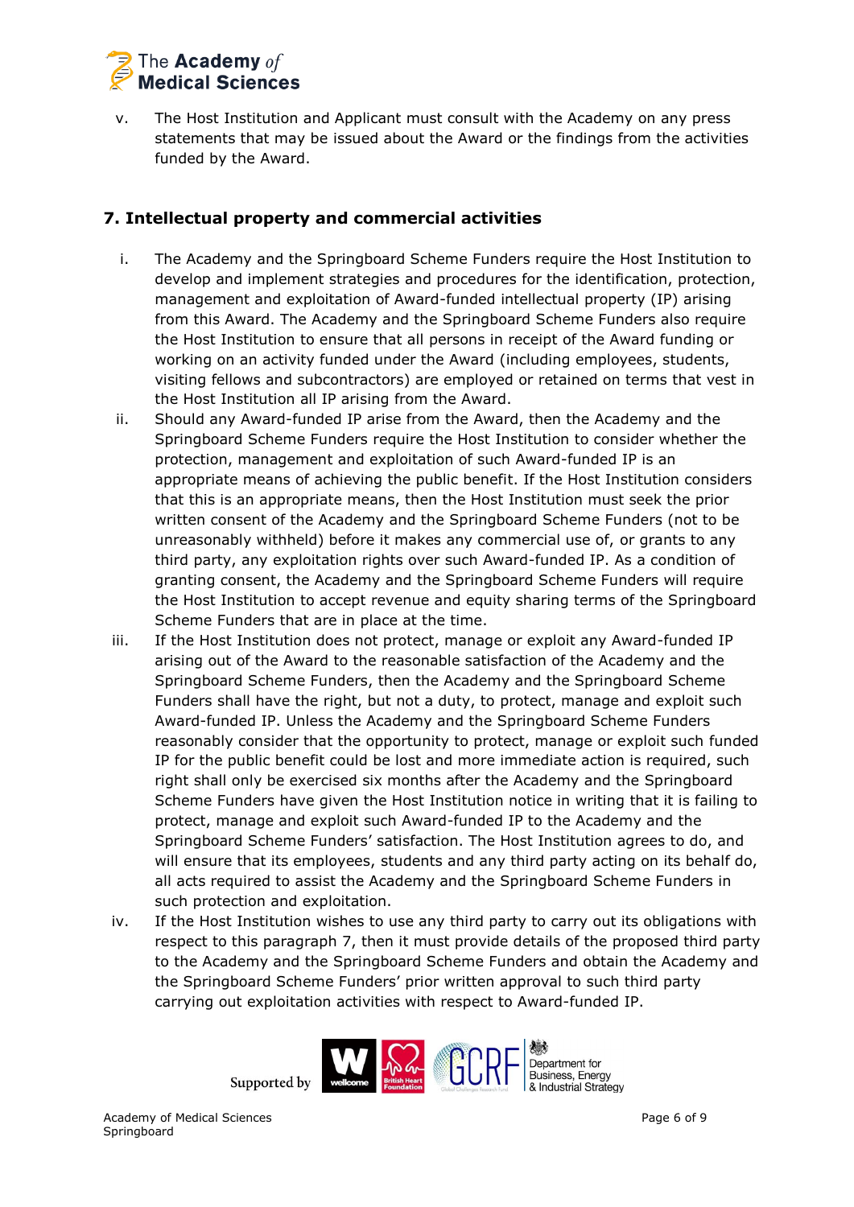v. The Host Institution and Applicant must consult with the Academy on any press statements that may be issued about the Award or the findings from the activities funded by the Award.

## 7. Intellectual property and commercial activities

i. The Academy and the Springboard Scheme Funders require the Host Institution to develop and implement strategies and procedures for the identification, protection, management and exploitation of Award-funded intellectual property (IP) arising from this Award. The Academy and the Springboard Scheme Funders also require the Host Institution to ensure that all persons in receipt of the Award funding or working on an activity funded under the Award (including employees, students, visiting fellows and subcontractors) are employed or retained on terms that vest in the Host Institution all IP arising from the Award.

ii. Should any Award-funded IP arise from the Award, then the Academy and the Springboard Scheme Funders require the Host Institution to consider whether the protection, management and exploitation of such Award-funded IP is an appropriate means of achieving the public benefit. If the Host Institution considers that this is an appropriate means, then the Host Institution must seek the prior written consent of the Academy and the Springboard Scheme Funders (not to be unreasonably withheld) before it makes any commercial use of, or grants to any third party, any exploitation rights over such Award-funded IP. As a condition of granting consent, the Academy and the Springboard Scheme Funders will require the Host Institution to accept revenue and equity sharing terms of the Springboard Scheme Funders that are in place at the time.

iii. If the Host Institution does not protect, manage or exploit any Award-funded IP arising out of the Award to the reasonable satisfaction of the Academy and the Springboard Scheme Funders, then the Academy and the Springboard Scheme Funders shall have the right, but not a duty, to protect, manage and exploit such Award-funded IP. Unless the Academy and the Springboard Scheme Funders reasonably consider that the opportunity to protect, manage or exploit such funded IP for the public benefit could be lost and more immediate action is required, such right shall only be exercised six months after the Academy and the Springboard Scheme Funders have given the Host Institution notice in writing that it is failing to protect, manage and exploit such Award-funded IP to the Academy and the Springboard Scheme Funders' satisfaction. The Host Institution agrees to do, and will ensure that its employees, students and any third party acting on its behalf do, all acts required to assist the Academy and the Springboard Scheme Funders in such protection and exploitation.

iv. If the Host Institution wishes to use any third party to carry out its obligations with respect to this paragraph 7, then it must provide details of the proposed third party to the Academy and the Springboard Scheme Funders and obtain the Academy and the Springboard Scheme Funders' prior written approval to such third party carrying out exploitation activities with respect to Award-funded IP.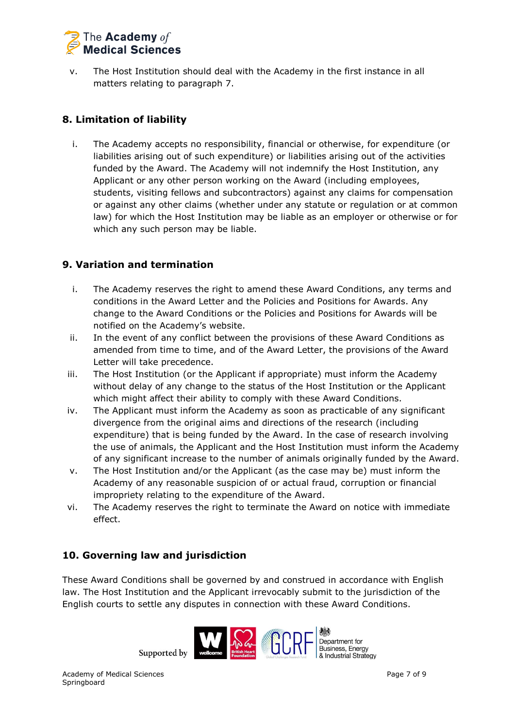v. The Host Institution should deal with the Academy in the first instance in all matters relating to paragraph 7.

## 8. Limitation of liability

i. The Academy accepts no responsibility, financial or otherwise, for expenditure (or liabilities arising out of such expenditure) or liabilities arising out of the activities funded by the Award. The Academy will not indemnify the Host Institution, any Applicant or any other person working on the Award (including employees, students, visiting fellows and subcontractors) against any claims for compensation or against any other claims (whether under any statute or regulation or at common law) for which the Host Institution may be liable as an employer or otherwise or for which any such person may be liable.

## 9. Variation and termination

i. The Academy reserves the right to amend these Award Conditions, any terms and conditions in the Award Letter and the Policies and Positions for Awards. Any change to the Award Conditions or the Policies and Positions for Awards will be notified on the Academy's website.

ii. In the event of any conflict between the provisions of these Award Conditions as amended from time to time, and of the Award Letter, the provisions of the Award Letter will take precedence.

iii. The Host Institution (or the Applicant if appropriate) must inform the Academy without delay of any change to the status of the Host Institution or the Applicant which might affect their ability to comply with these Award Conditions.

iv. The Applicant must inform the Academy as soon as practicable of any significant divergence from the original aims and directions of the research (including expenditure) that is being funded by the Award. In the case of research involving the use of animals, the Applicant and the Host Institution must inform the Academy of any significant increase to the number of animals originally funded by the Award.

v. The Host Institution and/or the Applicant (as the case may be) must inform the Academy of any reasonable suspicion of or actual fraud, corruption or financial impropriety relating to the expenditure of the Award.

vi. The Academy reserves the right to terminate the Award on notice with immediate effect.

## 10. Governing law and jurisdiction

These Award Conditions shall be governed by and construed in accordance with English law. The Host Institution and the Applicant irrevocably submit to the jurisdiction of the English courts to settle any disputes in connection with these Award Conditions.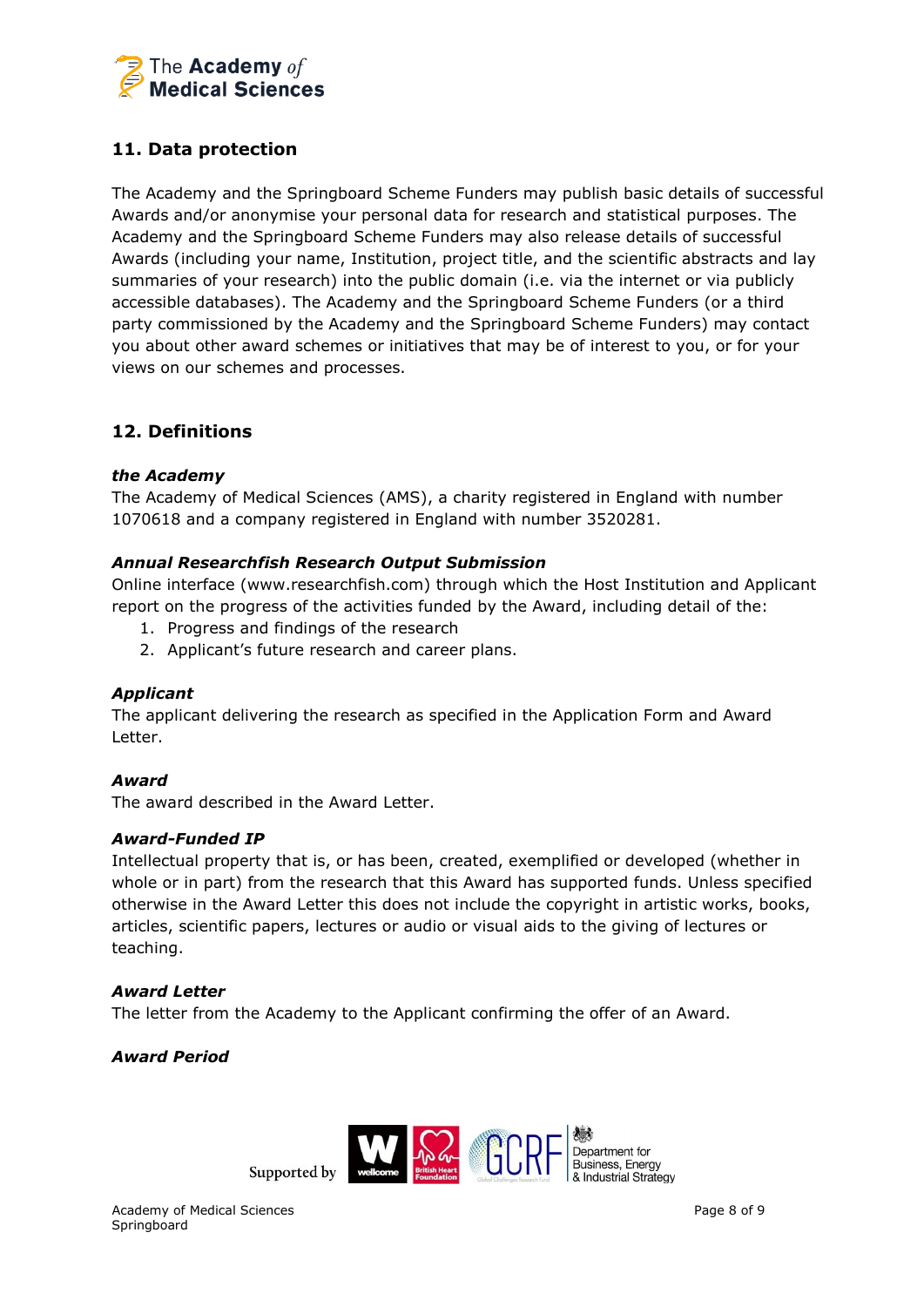## 11. Data protection

The Academy and the Springboard Scheme Funders may publish basic details of successful Awards and/or anonymise your personal data for research and statistical purposes. The Academy and the Springboard Scheme Funders may also release details of successful Awards (including your name, Institution, project title, and the scientific abstracts and lay summaries of your research) into the public domain (i.e. via the internet or via publicly accessible databases). The Academy and the Springboard Scheme Funders (or a third party commissioned by the Academy and the Springboard Scheme Funders) may contact you about other award schemes or initiatives that may be of interest to you, or for your views on our schemes and processes.

## 12. Definitions

***the Academy***
The Academy of Medical Sciences (AMS), a charity registered in England with number 1070618 and a company registered in England with number 3520281.

***Annual Researchfish Research Output Submission***
Online interface (www.researchfish.com) through which the Host Institution and Applicant report on the progress of the activities funded by the Award, including detail of the:

1. Progress and findings of the research
2. Applicant's future research and career plans.

***Applicant***
The applicant delivering the research as specified in the Application Form and Award Letter.

***Award***
The award described in the Award Letter.

***Award-Funded IP***
Intellectual property that is, or has been, created, exemplified or developed (whether in whole or in part) from the research that this Award has supported funds. Unless specified otherwise in the Award Letter this does not include the copyright in artistic works, books, articles, scientific papers, lectures or audio or visual aids to the giving of lectures or teaching.

***Award Letter***
The letter from the Academy to the Applicant confirming the offer of an Award.

***Award Period***

Supported by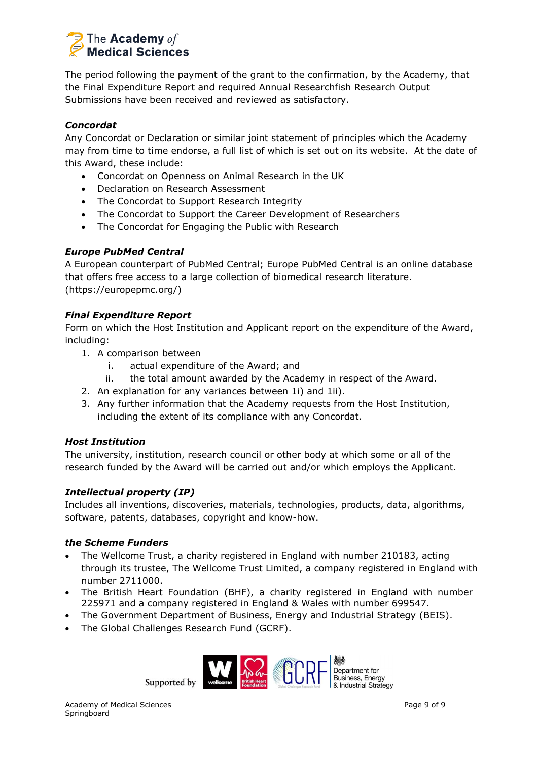The period following the payment of the grant to the confirmation, by the Academy, that the Final Expenditure Report and required Annual Researchfish Research Output Submissions have been received and reviewed as satisfactory.

***Concordat***
Any Concordat or Declaration or similar joint statement of principles which the Academy may from time to time endorse, a full list of which is set out on its website. At the date of this Award, these include:

- Concordat on Openness on Animal Research in the UK
- Declaration on Research Assessment
- The Concordat to Support Research Integrity
- The Concordat to Support the Career Development of Researchers
- The Concordat for Engaging the Public with Research

***Europe PubMed Central***
A European counterpart of PubMed Central; Europe PubMed Central is an online database that offers free access to a large collection of biomedical research literature. (https://europepmc.org/)

***Final Expenditure Report***
Form on which the Host Institution and Applicant report on the expenditure of the Award, including:

1. A comparison between
   i. actual expenditure of the Award; and
   ii. the total amount awarded by the Academy in respect of the Award.
2. An explanation for any variances between 1i) and 1ii).
3. Any further information that the Academy requests from the Host Institution, including the extent of its compliance with any Concordat.

***Host Institution***
The university, institution, research council or other body at which some or all of the research funded by the Award will be carried out and/or which employs the Applicant.

***Intellectual property (IP)***
Includes all inventions, discoveries, materials, technologies, products, data, algorithms, software, patents, databases, copyright and know-how.

***the Scheme Funders***

- The Wellcome Trust, a charity registered in England with number 210183, acting through its trustee, The Wellcome Trust Limited, a company registered in England with number 2711000.
- The British Heart Foundation (BHF), a charity registered in England with number 225971 and a company registered in England & Wales with number 699547.
- The Government Department of Business, Energy and Industrial Strategy (BEIS).
- The Global Challenges Research Fund (GCRF).

Supported by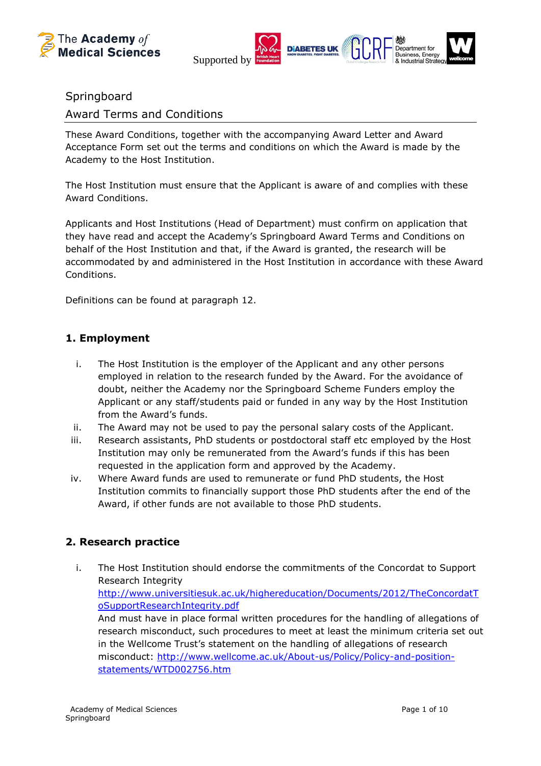The Academy of Medical Sciences

Supported by

# Springboard

## Award Terms and Conditions

These Award Conditions, together with the accompanying Award Letter and Award Acceptance Form set out the terms and conditions on which the Award is made by the Academy to the Host Institution.

The Host Institution must ensure that the Applicant is aware of and complies with these Award Conditions.

Applicants and Host Institutions (Head of Department) must confirm on application that they have read and accept the Academy's Springboard Award Terms and Conditions on behalf of the Host Institution and that, if the Award is granted, the research will be accommodated by and administered in the Host Institution in accordance with these Award Conditions.

Definitions can be found at paragraph 12.

### 1. Employment

i. The Host Institution is the employer of the Applicant and any other persons employed in relation to the research funded by the Award. For the avoidance of doubt, neither the Academy nor the Springboard Scheme Funders employ the Applicant or any staff/students paid or funded in any way by the Host Institution from the Award's funds.

ii. The Award may not be used to pay the personal salary costs of the Applicant.

iii. Research assistants, PhD students or postdoctoral staff etc employed by the Host Institution may only be remunerated from the Award's funds if this has been requested in the application form and approved by the Academy.

iv. Where Award funds are used to remunerate or fund PhD students, the Host Institution commits to financially support those PhD students after the end of the Award, if other funds are not available to those PhD students.

### 2. Research practice

i. The Host Institution should endorse the commitments of the Concordat to Support Research Integrity http://www.universitiesuk.ac.uk/highereducation/Documents/2012/TheConcordatToSupportResearchIntegrity.pdf
And must have in place formal written procedures for the handling of allegations of research misconduct, such procedures to meet at least the minimum criteria set out in the Wellcome Trust's statement on the handling of allegations of research misconduct: http://www.wellcome.ac.uk/About-us/Policy/Policy-and-position-statements/WTD002756.htm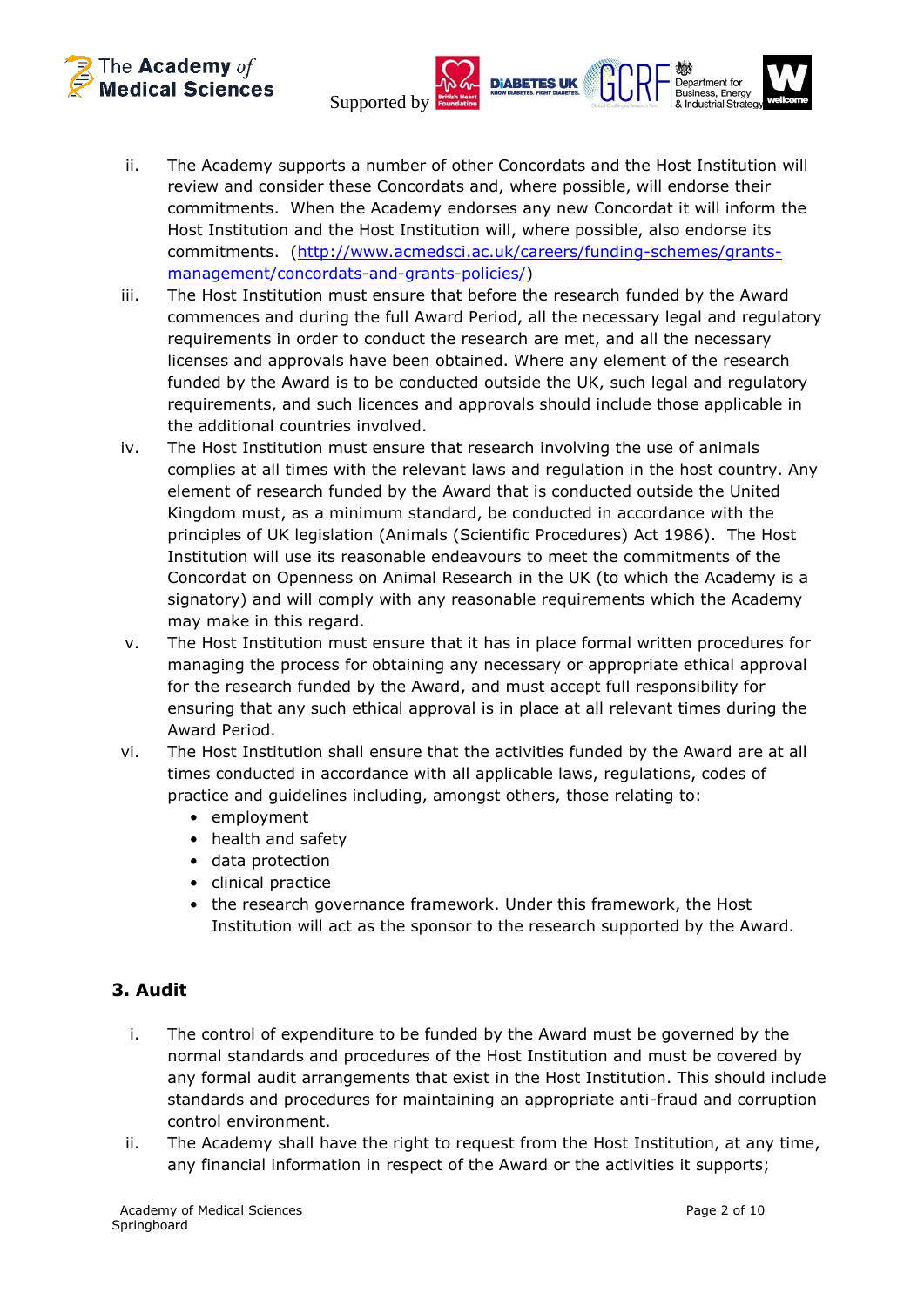ii. The Academy supports a number of other Concordats and the Host Institution will review and consider these Concordats and, where possible, will endorse their commitments. When the Academy endorses any new Concordat it will inform the Host Institution and the Host Institution will, where possible, also endorse its commitments. (http://www.acmedsci.ac.uk/careers/funding-schemes/grants-management/concordats-and-grants-policies/)

iii. The Host Institution must ensure that before the research funded by the Award commences and during the full Award Period, all the necessary legal and regulatory requirements in order to conduct the research are met, and all the necessary licenses and approvals have been obtained. Where any element of the research funded by the Award is to be conducted outside the UK, such legal and regulatory requirements, and such licences and approvals should include those applicable in the additional countries involved.

iv. The Host Institution must ensure that research involving the use of animals complies at all times with the relevant laws and regulation in the host country. Any element of research funded by the Award that is conducted outside the United Kingdom must, as a minimum standard, be conducted in accordance with the principles of UK legislation (Animals (Scientific Procedures) Act 1986). The Host Institution will use its reasonable endeavours to meet the commitments of the Concordat on Openness on Animal Research in the UK (to which the Academy is a signatory) and will comply with any reasonable requirements which the Academy may make in this regard.

v. The Host Institution must ensure that it has in place formal written procedures for managing the process for obtaining any necessary or appropriate ethical approval for the research funded by the Award, and must accept full responsibility for ensuring that any such ethical approval is in place at all relevant times during the Award Period.

vi. The Host Institution shall ensure that the activities funded by the Award are at all times conducted in accordance with all applicable laws, regulations, codes of practice and guidelines including, amongst others, those relating to:
   - employment
   - health and safety
   - data protection
   - clinical practice
   - the research governance framework. Under this framework, the Host Institution will act as the sponsor to the research supported by the Award.

## 3. Audit

i. The control of expenditure to be funded by the Award must be governed by the normal standards and procedures of the Host Institution and must be covered by any formal audit arrangements that exist in the Host Institution. This should include standards and procedures for maintaining an appropriate anti-fraud and corruption control environment.

ii. The Academy shall have the right to request from the Host Institution, at any time, any financial information in respect of the Award or the activities it supports;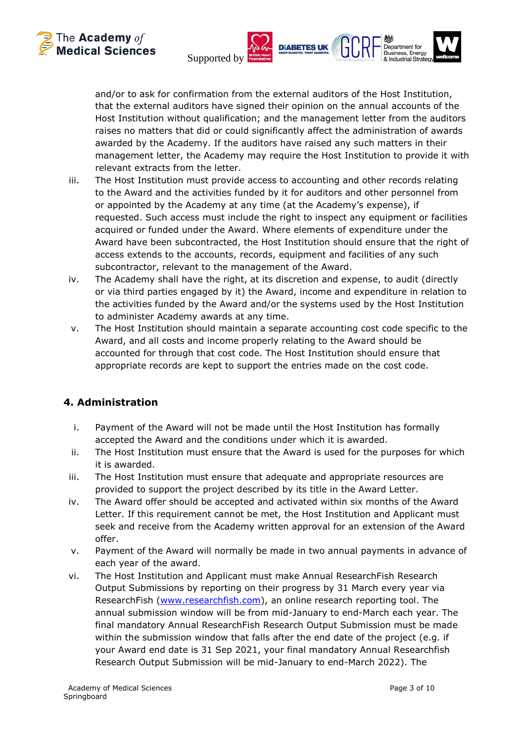and/or to ask for confirmation from the external auditors of the Host Institution, that the external auditors have signed their opinion on the annual accounts of the Host Institution without qualification; and the management letter from the auditors raises no matters that did or could significantly affect the administration of awards awarded by the Academy. If the auditors have raised any such matters in their management letter, the Academy may require the Host Institution to provide it with relevant extracts from the letter.

iii. The Host Institution must provide access to accounting and other records relating to the Award and the activities funded by it for auditors and other personnel from or appointed by the Academy at any time (at the Academy's expense), if requested. Such access must include the right to inspect any equipment or facilities acquired or funded under the Award. Where elements of expenditure under the Award have been subcontracted, the Host Institution should ensure that the right of access extends to the accounts, records, equipment and facilities of any such subcontractor, relevant to the management of the Award.

iv. The Academy shall have the right, at its discretion and expense, to audit (directly or via third parties engaged by it) the Award, income and expenditure in relation to the activities funded by the Award and/or the systems used by the Host Institution to administer Academy awards at any time.

v. The Host Institution should maintain a separate accounting cost code specific to the Award, and all costs and income properly relating to the Award should be accounted for through that cost code. The Host Institution should ensure that appropriate records are kept to support the entries made on the cost code.

## 4. Administration

i. Payment of the Award will not be made until the Host Institution has formally accepted the Award and the conditions under which it is awarded.

ii. The Host Institution must ensure that the Award is used for the purposes for which it is awarded.

iii. The Host Institution must ensure that adequate and appropriate resources are provided to support the project described by its title in the Award Letter.

iv. The Award offer should be accepted and activated within six months of the Award Letter. If this requirement cannot be met, the Host Institution and Applicant must seek and receive from the Academy written approval for an extension of the Award offer.

v. Payment of the Award will normally be made in two annual payments in advance of each year of the award.

vi. The Host Institution and Applicant must make Annual ResearchFish Research Output Submissions by reporting on their progress by 31 March every year via ResearchFish (www.researchfish.com), an online research reporting tool. The annual submission window will be from mid-January to end-March each year. The final mandatory Annual ResearchFish Research Output Submission must be made within the submission window that falls after the end date of the project (e.g. if your Award end date is 31 Sep 2021, your final mandatory Annual Researchfish Research Output Submission will be mid-January to end-March 2022). The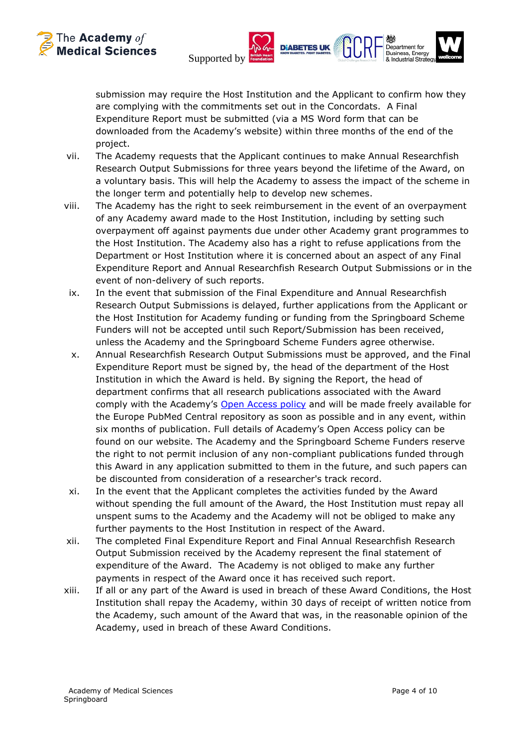submission may require the Host Institution and the Applicant to confirm how they are complying with the commitments set out in the Concordats. A Final Expenditure Report must be submitted (via a MS Word form that can be downloaded from the Academy's website) within three months of the end of the project.

vii. The Academy requests that the Applicant continues to make Annual Researchfish Research Output Submissions for three years beyond the lifetime of the Award, on a voluntary basis. This will help the Academy to assess the impact of the scheme in the longer term and potentially help to develop new schemes.

viii. The Academy has the right to seek reimbursement in the event of an overpayment of any Academy award made to the Host Institution, including by setting such overpayment off against payments due under other Academy grant programmes to the Host Institution. The Academy also has a right to refuse applications from the Department or Host Institution where it is concerned about an aspect of any Final Expenditure Report and Annual Researchfish Research Output Submissions or in the event of non-delivery of such reports.

ix. In the event that submission of the Final Expenditure and Annual Researchfish Research Output Submissions is delayed, further applications from the Applicant or the Host Institution for Academy funding or funding from the Springboard Scheme Funders will not be accepted until such Report/Submission has been received, unless the Academy and the Springboard Scheme Funders agree otherwise.

x. Annual Researchfish Research Output Submissions must be approved, and the Final Expenditure Report must be signed by, the head of the department of the Host Institution in which the Award is held. By signing the Report, the head of department confirms that all research publications associated with the Award comply with the Academy's Open Access policy and will be made freely available for the Europe PubMed Central repository as soon as possible and in any event, within six months of publication. Full details of Academy's Open Access policy can be found on our website. The Academy and the Springboard Scheme Funders reserve the right to not permit inclusion of any non-compliant publications funded through this Award in any application submitted to them in the future, and such papers can be discounted from consideration of a researcher's track record.

xi. In the event that the Applicant completes the activities funded by the Award without spending the full amount of the Award, the Host Institution must repay all unspent sums to the Academy and the Academy will not be obliged to make any further payments to the Host Institution in respect of the Award.

xii. The completed Final Expenditure Report and Final Annual Researchfish Research Output Submission received by the Academy represent the final statement of expenditure of the Award. The Academy is not obliged to make any further payments in respect of the Award once it has received such report.

xiii. If all or any part of the Award is used in breach of these Award Conditions, the Host Institution shall repay the Academy, within 30 days of receipt of written notice from the Academy, such amount of the Award that was, in the reasonable opinion of the Academy, used in breach of these Award Conditions.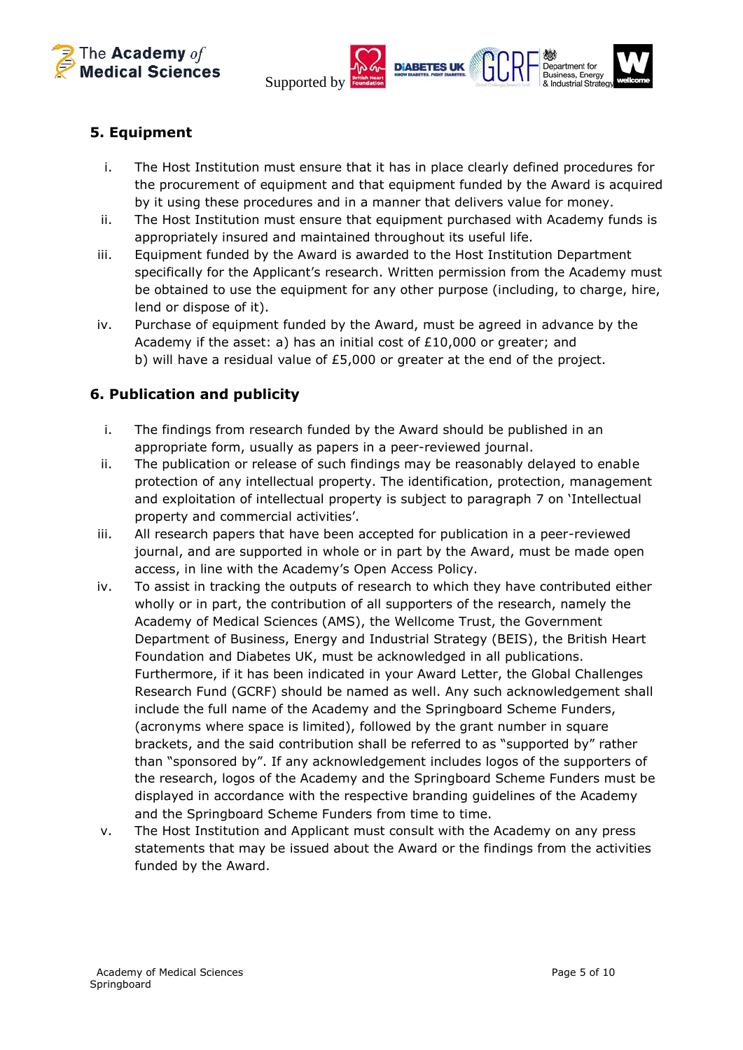## 5. Equipment

i. The Host Institution must ensure that it has in place clearly defined procedures for the procurement of equipment and that equipment funded by the Award is acquired by it using these procedures and in a manner that delivers value for money.

ii. The Host Institution must ensure that equipment purchased with Academy funds is appropriately insured and maintained throughout its useful life.

iii. Equipment funded by the Award is awarded to the Host Institution Department specifically for the Applicant's research. Written permission from the Academy must be obtained to use the equipment for any other purpose (including, to charge, hire, lend or dispose of it).

iv. Purchase of equipment funded by the Award, must be agreed in advance by the Academy if the asset: a) has an initial cost of £10,000 or greater; and b) will have a residual value of £5,000 or greater at the end of the project.

## 6. Publication and publicity

i. The findings from research funded by the Award should be published in an appropriate form, usually as papers in a peer-reviewed journal.

ii. The publication or release of such findings may be reasonably delayed to enable protection of any intellectual property. The identification, protection, management and exploitation of intellectual property is subject to paragraph 7 on 'Intellectual property and commercial activities'.

iii. All research papers that have been accepted for publication in a peer-reviewed journal, and are supported in whole or in part by the Award, must be made open access, in line with the Academy's Open Access Policy.

iv. To assist in tracking the outputs of research to which they have contributed either wholly or in part, the contribution of all supporters of the research, namely the Academy of Medical Sciences (AMS), the Wellcome Trust, the Government Department of Business, Energy and Industrial Strategy (BEIS), the British Heart Foundation and Diabetes UK, must be acknowledged in all publications. Furthermore, if it has been indicated in your Award Letter, the Global Challenges Research Fund (GCRF) should be named as well. Any such acknowledgement shall include the full name of the Academy and the Springboard Scheme Funders, (acronyms where space is limited), followed by the grant number in square brackets, and the said contribution shall be referred to as "supported by" rather than "sponsored by". If any acknowledgement includes logos of the supporters of the research, logos of the Academy and the Springboard Scheme Funders must be displayed in accordance with the respective branding guidelines of the Academy and the Springboard Scheme Funders from time to time.

v. The Host Institution and Applicant must consult with the Academy on any press statements that may be issued about the Award or the findings from the activities funded by the Award.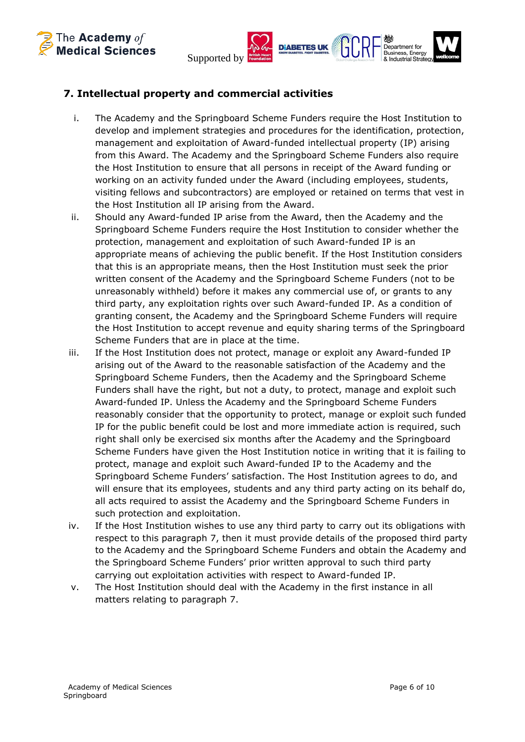## 7. Intellectual property and commercial activities

i. The Academy and the Springboard Scheme Funders require the Host Institution to develop and implement strategies and procedures for the identification, protection, management and exploitation of Award-funded intellectual property (IP) arising from this Award. The Academy and the Springboard Scheme Funders also require the Host Institution to ensure that all persons in receipt of the Award funding or working on an activity funded under the Award (including employees, students, visiting fellows and subcontractors) are employed or retained on terms that vest in the Host Institution all IP arising from the Award.

ii. Should any Award-funded IP arise from the Award, then the Academy and the Springboard Scheme Funders require the Host Institution to consider whether the protection, management and exploitation of such Award-funded IP is an appropriate means of achieving the public benefit. If the Host Institution considers that this is an appropriate means, then the Host Institution must seek the prior written consent of the Academy and the Springboard Scheme Funders (not to be unreasonably withheld) before it makes any commercial use of, or grants to any third party, any exploitation rights over such Award-funded IP. As a condition of granting consent, the Academy and the Springboard Scheme Funders will require the Host Institution to accept revenue and equity sharing terms of the Springboard Scheme Funders that are in place at the time.

iii. If the Host Institution does not protect, manage or exploit any Award-funded IP arising out of the Award to the reasonable satisfaction of the Academy and the Springboard Scheme Funders, then the Academy and the Springboard Scheme Funders shall have the right, but not a duty, to protect, manage and exploit such Award-funded IP. Unless the Academy and the Springboard Scheme Funders reasonably consider that the opportunity to protect, manage or exploit such funded IP for the public benefit could be lost and more immediate action is required, such right shall only be exercised six months after the Academy and the Springboard Scheme Funders have given the Host Institution notice in writing that it is failing to protect, manage and exploit such Award-funded IP to the Academy and the Springboard Scheme Funders' satisfaction. The Host Institution agrees to do, and will ensure that its employees, students and any third party acting on its behalf do, all acts required to assist the Academy and the Springboard Scheme Funders in such protection and exploitation.

iv. If the Host Institution wishes to use any third party to carry out its obligations with respect to this paragraph 7, then it must provide details of the proposed third party to the Academy and the Springboard Scheme Funders and obtain the Academy and the Springboard Scheme Funders' prior written approval to such third party carrying out exploitation activities with respect to Award-funded IP.

v. The Host Institution should deal with the Academy in the first instance in all matters relating to paragraph 7.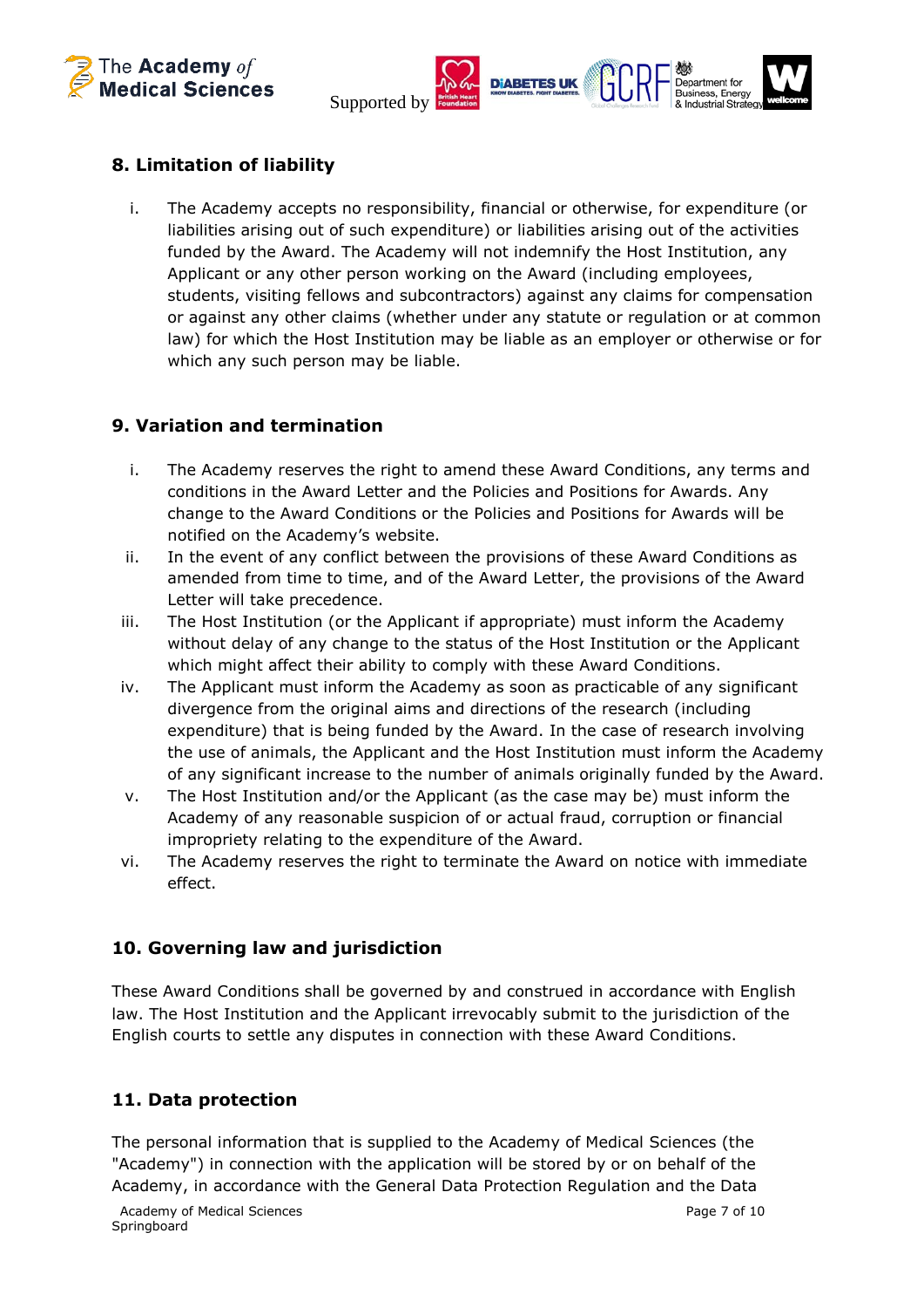## 8. Limitation of liability

i. The Academy accepts no responsibility, financial or otherwise, for expenditure (or liabilities arising out of such expenditure) or liabilities arising out of the activities funded by the Award. The Academy will not indemnify the Host Institution, any Applicant or any other person working on the Award (including employees, students, visiting fellows and subcontractors) against any claims for compensation or against any other claims (whether under any statute or regulation or at common law) for which the Host Institution may be liable as an employer or otherwise or for which any such person may be liable.

## 9. Variation and termination

i. The Academy reserves the right to amend these Award Conditions, any terms and conditions in the Award Letter and the Policies and Positions for Awards. Any change to the Award Conditions or the Policies and Positions for Awards will be notified on the Academy's website.

ii. In the event of any conflict between the provisions of these Award Conditions as amended from time to time, and of the Award Letter, the provisions of the Award Letter will take precedence.

iii. The Host Institution (or the Applicant if appropriate) must inform the Academy without delay of any change to the status of the Host Institution or the Applicant which might affect their ability to comply with these Award Conditions.

iv. The Applicant must inform the Academy as soon as practicable of any significant divergence from the original aims and directions of the research (including expenditure) that is being funded by the Award. In the case of research involving the use of animals, the Applicant and the Host Institution must inform the Academy of any significant increase to the number of animals originally funded by the Award.

v. The Host Institution and/or the Applicant (as the case may be) must inform the Academy of any reasonable suspicion of or actual fraud, corruption or financial impropriety relating to the expenditure of the Award.

vi. The Academy reserves the right to terminate the Award on notice with immediate effect.

## 10. Governing law and jurisdiction

These Award Conditions shall be governed by and construed in accordance with English law. The Host Institution and the Applicant irrevocably submit to the jurisdiction of the English courts to settle any disputes in connection with these Award Conditions.

## 11. Data protection

The personal information that is supplied to the Academy of Medical Sciences (the "Academy") in connection with the application will be stored by or on behalf of the Academy, in accordance with the General Data Protection Regulation and the Data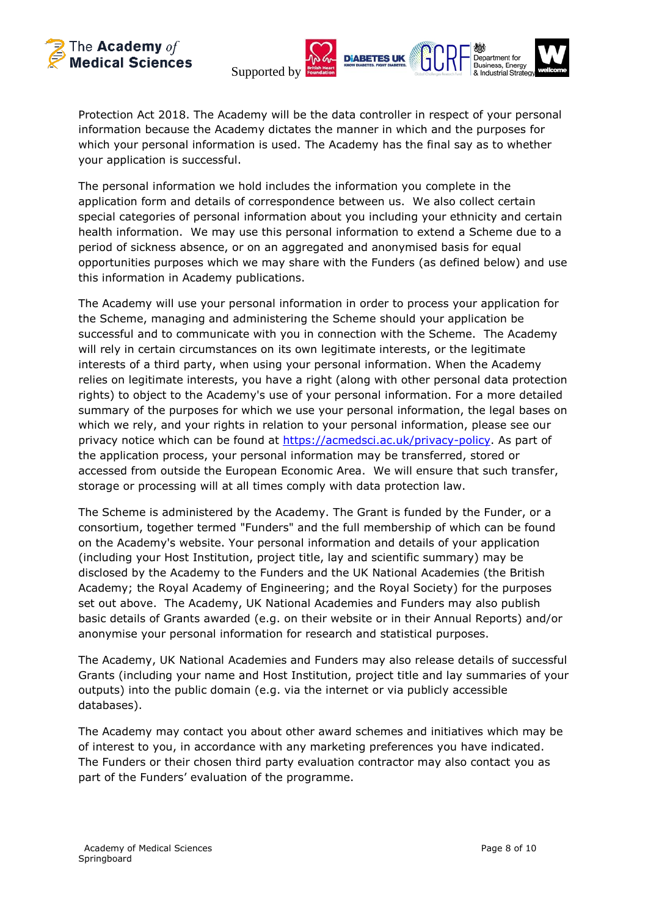Protection Act 2018. The Academy will be the data controller in respect of your personal information because the Academy dictates the manner in which and the purposes for which your personal information is used. The Academy has the final say as to whether your application is successful.

The personal information we hold includes the information you complete in the application form and details of correspondence between us.  We also collect certain special categories of personal information about you including your ethnicity and certain health information.  We may use this personal information to extend a Scheme due to a period of sickness absence, or on an aggregated and anonymised basis for equal opportunities purposes which we may share with the Funders (as defined below) and use this information in Academy publications.

The Academy will use your personal information in order to process your application for the Scheme, managing and administering the Scheme should your application be successful and to communicate with you in connection with the Scheme.  The Academy will rely in certain circumstances on its own legitimate interests, or the legitimate interests of a third party, when using your personal information. When the Academy relies on legitimate interests, you have a right (along with other personal data protection rights) to object to the Academy's use of your personal information. For a more detailed summary of the purposes for which we use your personal information, the legal bases on which we rely, and your rights in relation to your personal information, please see our privacy notice which can be found at https://acmedsci.ac.uk/privacy-policy. As part of the application process, your personal information may be transferred, stored or accessed from outside the European Economic Area.  We will ensure that such transfer, storage or processing will at all times comply with data protection law.

The Scheme is administered by the Academy. The Grant is funded by the Funder, or a consortium, together termed "Funders" and the full membership of which can be found on the Academy's website. Your personal information and details of your application (including your Host Institution, project title, lay and scientific summary) may be disclosed by the Academy to the Funders and the UK National Academies (the British Academy; the Royal Academy of Engineering; and the Royal Society) for the purposes set out above.  The Academy, UK National Academies and Funders may also publish basic details of Grants awarded (e.g. on their website or in their Annual Reports) and/or anonymise your personal information for research and statistical purposes.

The Academy, UK National Academies and Funders may also release details of successful Grants (including your name and Host Institution, project title and lay summaries of your outputs) into the public domain (e.g. via the internet or via publicly accessible databases).

The Academy may contact you about other award schemes and initiatives which may be of interest to you, in accordance with any marketing preferences you have indicated. The Funders or their chosen third party evaluation contractor may also contact you as part of the Funders' evaluation of the programme.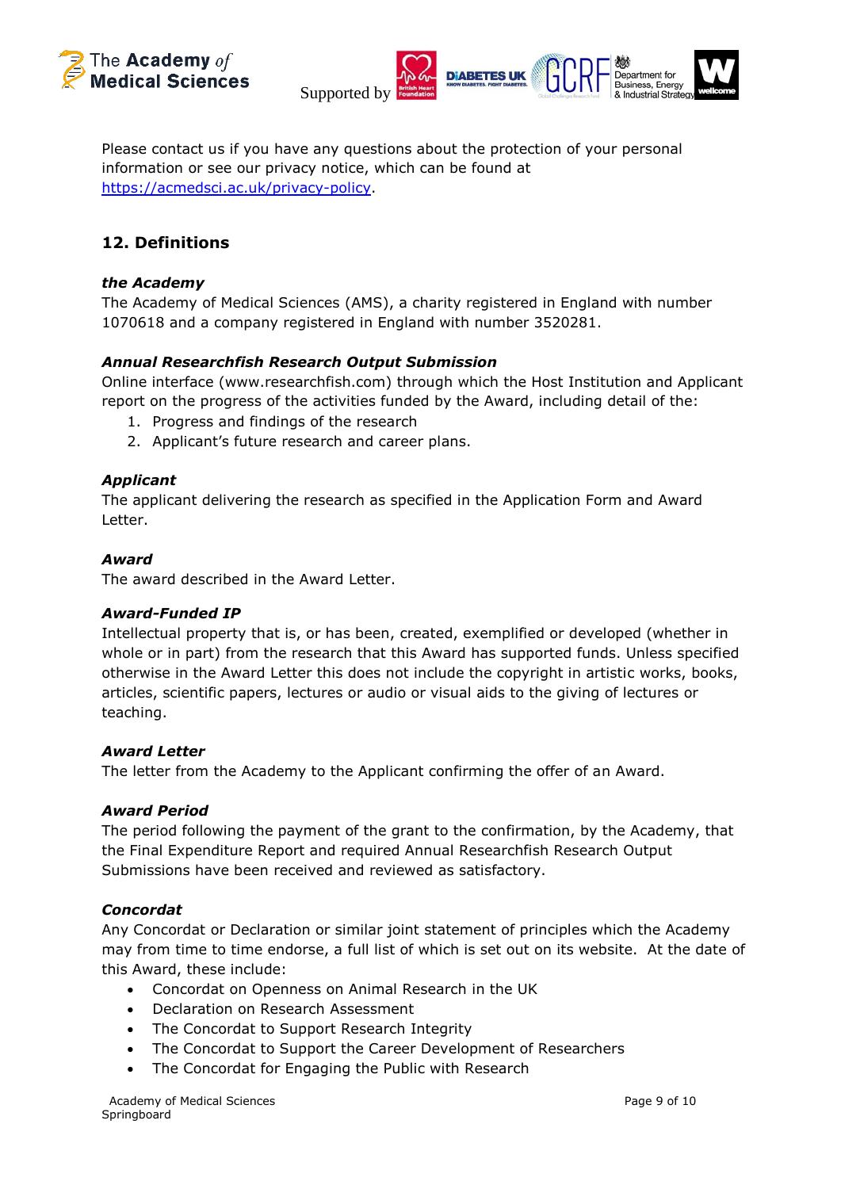Please contact us if you have any questions about the protection of your personal information or see our privacy notice, which can be found at [https://acmedsci.ac.uk/privacy-policy](https://acmedsci.ac.uk/privacy-policy).

## 12. Definitions

***the Academy***
The Academy of Medical Sciences (AMS), a charity registered in England with number 1070618 and a company registered in England with number 3520281.

***Annual Researchfish Research Output Submission***
Online interface (www.researchfish.com) through which the Host Institution and Applicant report on the progress of the activities funded by the Award, including detail of the:

1. Progress and findings of the research
2. Applicant's future research and career plans.

***Applicant***
The applicant delivering the research as specified in the Application Form and Award Letter.

***Award***
The award described in the Award Letter.

***Award-Funded IP***
Intellectual property that is, or has been, created, exemplified or developed (whether in whole or in part) from the research that this Award has supported funds. Unless specified otherwise in the Award Letter this does not include the copyright in artistic works, books, articles, scientific papers, lectures or audio or visual aids to the giving of lectures or teaching.

***Award Letter***
The letter from the Academy to the Applicant confirming the offer of an Award.

***Award Period***
The period following the payment of the grant to the confirmation, by the Academy, that the Final Expenditure Report and required Annual Researchfish Research Output Submissions have been received and reviewed as satisfactory.

***Concordat***
Any Concordat or Declaration or similar joint statement of principles which the Academy may from time to time endorse, a full list of which is set out on its website. At the date of this Award, these include:

- Concordat on Openness on Animal Research in the UK
- Declaration on Research Assessment
- The Concordat to Support Research Integrity
- The Concordat to Support the Career Development of Researchers
- The Concordat for Engaging the Public with Research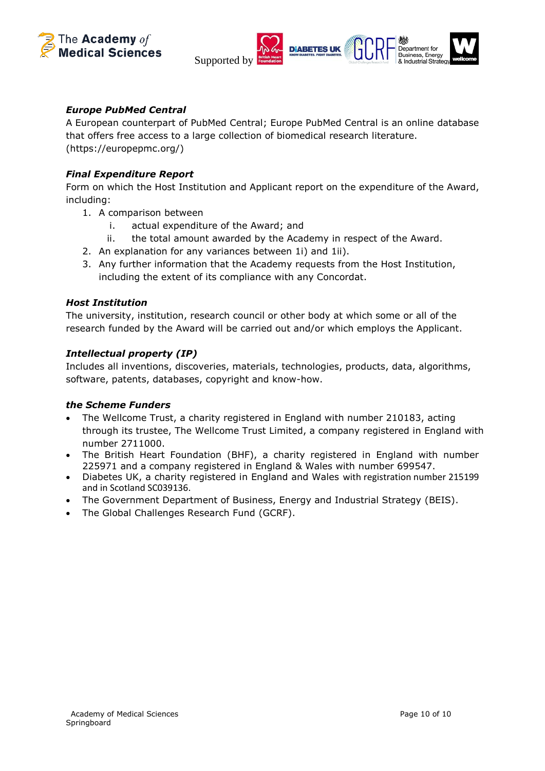***Europe PubMed Central***
A European counterpart of PubMed Central; Europe PubMed Central is an online database that offers free access to a large collection of biomedical research literature. (https://europepmc.org/)

***Final Expenditure Report***
Form on which the Host Institution and Applicant report on the expenditure of the Award, including:

1. A comparison between
   i. actual expenditure of the Award; and
   ii. the total amount awarded by the Academy in respect of the Award.
2. An explanation for any variances between 1i) and 1ii).
3. Any further information that the Academy requests from the Host Institution, including the extent of its compliance with any Concordat.

***Host Institution***
The university, institution, research council or other body at which some or all of the research funded by the Award will be carried out and/or which employs the Applicant.

***Intellectual property (IP)***
Includes all inventions, discoveries, materials, technologies, products, data, algorithms, software, patents, databases, copyright and know-how.

***the Scheme Funders***

- The Wellcome Trust, a charity registered in England with number 210183, acting through its trustee, The Wellcome Trust Limited, a company registered in England with number 2711000.
- The British Heart Foundation (BHF), a charity registered in England with number 225971 and a company registered in England & Wales with number 699547.
- Diabetes UK, a charity registered in England and Wales with registration number 215199 and in Scotland SC039136.
- The Government Department of Business, Energy and Industrial Strategy (BEIS).
- The Global Challenges Research Fund (GCRF).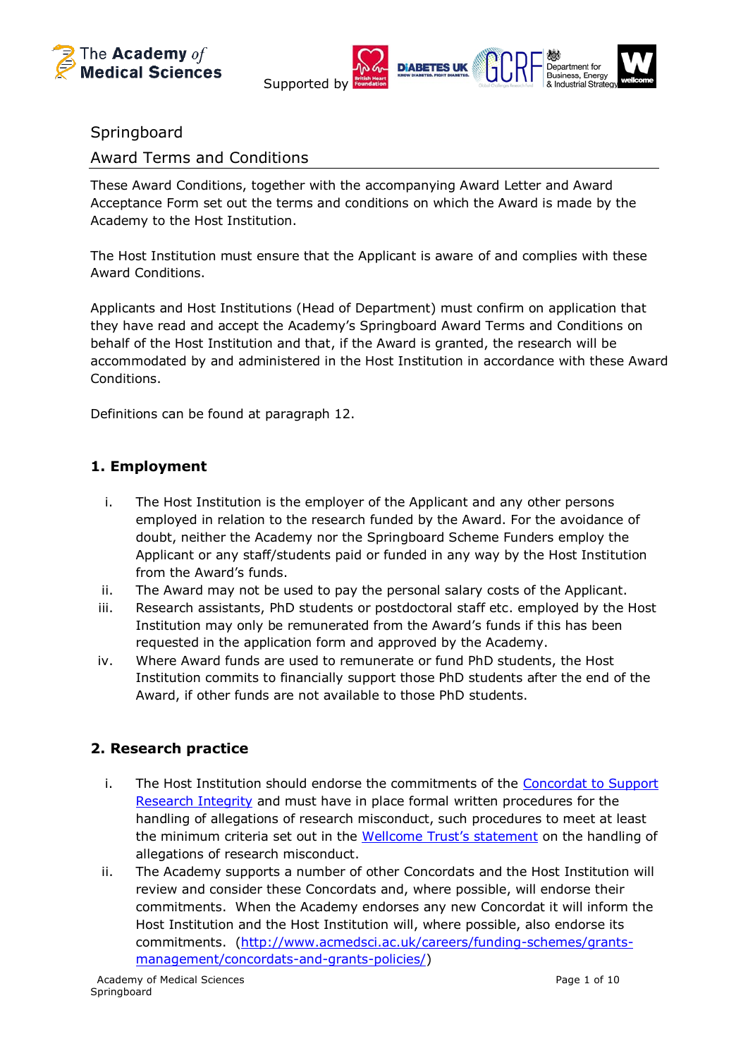The Academy of Medical Sciences

Supported by

Springboard

Award Terms and Conditions

These Award Conditions, together with the accompanying Award Letter and Award Acceptance Form set out the terms and conditions on which the Award is made by the Academy to the Host Institution.

The Host Institution must ensure that the Applicant is aware of and complies with these Award Conditions.

Applicants and Host Institutions (Head of Department) must confirm on application that they have read and accept the Academy's Springboard Award Terms and Conditions on behalf of the Host Institution and that, if the Award is granted, the research will be accommodated by and administered in the Host Institution in accordance with these Award Conditions.

Definitions can be found at paragraph 12.

## 1. Employment

i. The Host Institution is the employer of the Applicant and any other persons employed in relation to the research funded by the Award. For the avoidance of doubt, neither the Academy nor the Springboard Scheme Funders employ the Applicant or any staff/students paid or funded in any way by the Host Institution from the Award's funds.

ii. The Award may not be used to pay the personal salary costs of the Applicant.

iii. Research assistants, PhD students or postdoctoral staff etc. employed by the Host Institution may only be remunerated from the Award's funds if this has been requested in the application form and approved by the Academy.

iv. Where Award funds are used to remunerate or fund PhD students, the Host Institution commits to financially support those PhD students after the end of the Award, if other funds are not available to those PhD students.

## 2. Research practice

i. The Host Institution should endorse the commitments of the [Concordat to Support Research Integrity]() and must have in place formal written procedures for the handling of allegations of research misconduct, such procedures to meet at least the minimum criteria set out in the [Wellcome Trust's statement]() on the handling of allegations of research misconduct.

ii. The Academy supports a number of other Concordats and the Host Institution will review and consider these Concordats and, where possible, will endorse their commitments. When the Academy endorses any new Concordat it will inform the Host Institution and the Host Institution will, where possible, also endorse its commitments. (http://www.acmedsci.ac.uk/careers/funding-schemes/grants-management/concordats-and-grants-policies/)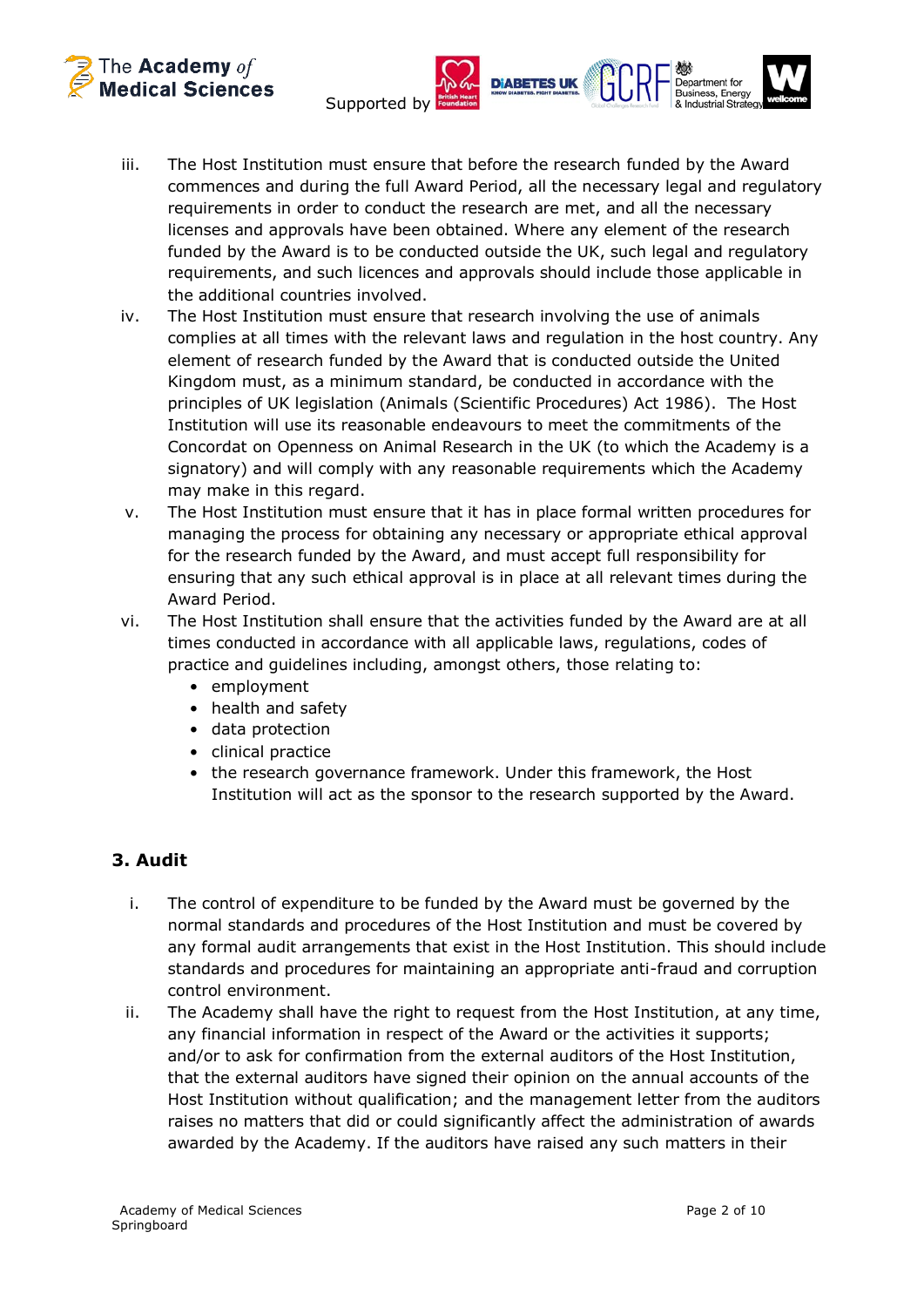iii. The Host Institution must ensure that before the research funded by the Award commences and during the full Award Period, all the necessary legal and regulatory requirements in order to conduct the research are met, and all the necessary licenses and approvals have been obtained. Where any element of the research funded by the Award is to be conducted outside the UK, such legal and regulatory requirements, and such licences and approvals should include those applicable in the additional countries involved.

iv. The Host Institution must ensure that research involving the use of animals complies at all times with the relevant laws and regulation in the host country. Any element of research funded by the Award that is conducted outside the United Kingdom must, as a minimum standard, be conducted in accordance with the principles of UK legislation (Animals (Scientific Procedures) Act 1986). The Host Institution will use its reasonable endeavours to meet the commitments of the Concordat on Openness on Animal Research in the UK (to which the Academy is a signatory) and will comply with any reasonable requirements which the Academy may make in this regard.

v. The Host Institution must ensure that it has in place formal written procedures for managing the process for obtaining any necessary or appropriate ethical approval for the research funded by the Award, and must accept full responsibility for ensuring that any such ethical approval is in place at all relevant times during the Award Period.

vi. The Host Institution shall ensure that the activities funded by the Award are at all times conducted in accordance with all applicable laws, regulations, codes of practice and guidelines including, amongst others, those relating to:
   - employment
   - health and safety
   - data protection
   - clinical practice
   - the research governance framework. Under this framework, the Host Institution will act as the sponsor to the research supported by the Award.

## 3. Audit

i. The control of expenditure to be funded by the Award must be governed by the normal standards and procedures of the Host Institution and must be covered by any formal audit arrangements that exist in the Host Institution. This should include standards and procedures for maintaining an appropriate anti-fraud and corruption control environment.

ii. The Academy shall have the right to request from the Host Institution, at any time, any financial information in respect of the Award or the activities it supports; and/or to ask for confirmation from the external auditors of the Host Institution, that the external auditors have signed their opinion on the annual accounts of the Host Institution without qualification; and the management letter from the auditors raises no matters that did or could significantly affect the administration of awards awarded by the Academy. If the auditors have raised any such matters in their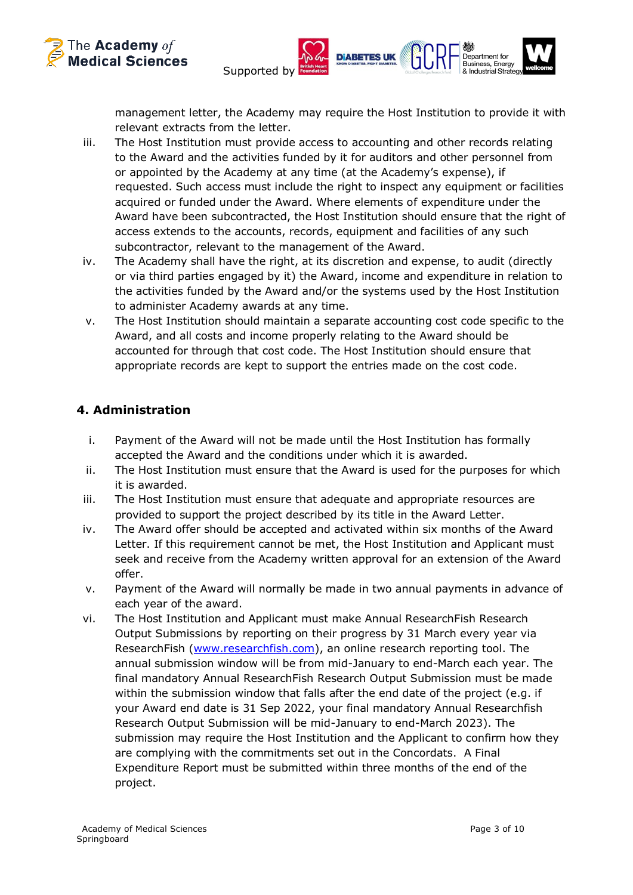management letter, the Academy may require the Host Institution to provide it with relevant extracts from the letter.

iii. The Host Institution must provide access to accounting and other records relating to the Award and the activities funded by it for auditors and other personnel from or appointed by the Academy at any time (at the Academy's expense), if requested. Such access must include the right to inspect any equipment or facilities acquired or funded under the Award. Where elements of expenditure under the Award have been subcontracted, the Host Institution should ensure that the right of access extends to the accounts, records, equipment and facilities of any such subcontractor, relevant to the management of the Award.

iv. The Academy shall have the right, at its discretion and expense, to audit (directly or via third parties engaged by it) the Award, income and expenditure in relation to the activities funded by the Award and/or the systems used by the Host Institution to administer Academy awards at any time.

v. The Host Institution should maintain a separate accounting cost code specific to the Award, and all costs and income properly relating to the Award should be accounted for through that cost code. The Host Institution should ensure that appropriate records are kept to support the entries made on the cost code.

## 4. Administration

i. Payment of the Award will not be made until the Host Institution has formally accepted the Award and the conditions under which it is awarded.

ii. The Host Institution must ensure that the Award is used for the purposes for which it is awarded.

iii. The Host Institution must ensure that adequate and appropriate resources are provided to support the project described by its title in the Award Letter.

iv. The Award offer should be accepted and activated within six months of the Award Letter. If this requirement cannot be met, the Host Institution and Applicant must seek and receive from the Academy written approval for an extension of the Award offer.

v. Payment of the Award will normally be made in two annual payments in advance of each year of the award.

vi. The Host Institution and Applicant must make Annual ResearchFish Research Output Submissions by reporting on their progress by 31 March every year via ResearchFish ([www.researchfish.com](www.researchfish.com)), an online research reporting tool. The annual submission window will be from mid-January to end-March each year. The final mandatory Annual ResearchFish Research Output Submission must be made within the submission window that falls after the end date of the project (e.g. if your Award end date is 31 Sep 2022, your final mandatory Annual Researchfish Research Output Submission will be mid-January to end-March 2023). The submission may require the Host Institution and the Applicant to confirm how they are complying with the commitments set out in the Concordats. A Final Expenditure Report must be submitted within three months of the end of the project.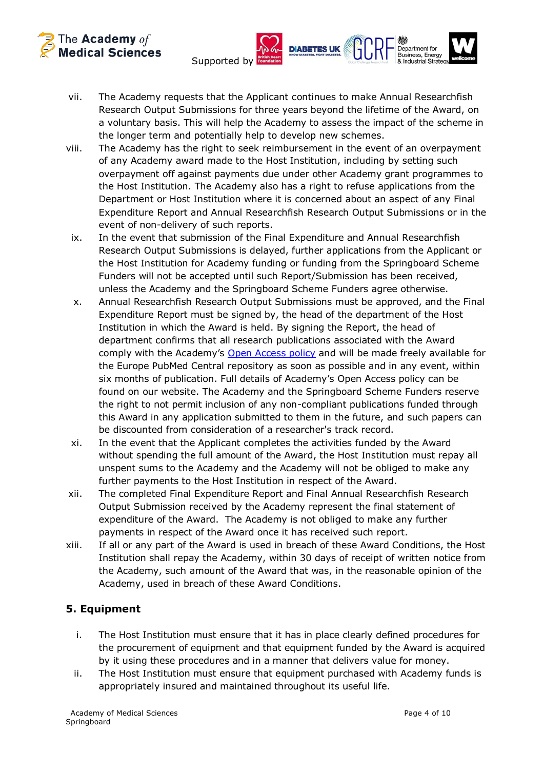vii. The Academy requests that the Applicant continues to make Annual Researchfish Research Output Submissions for three years beyond the lifetime of the Award, on a voluntary basis. This will help the Academy to assess the impact of the scheme in the longer term and potentially help to develop new schemes.

viii. The Academy has the right to seek reimbursement in the event of an overpayment of any Academy award made to the Host Institution, including by setting such overpayment off against payments due under other Academy grant programmes to the Host Institution. The Academy also has a right to refuse applications from the Department or Host Institution where it is concerned about an aspect of any Final Expenditure Report and Annual Researchfish Research Output Submissions or in the event of non-delivery of such reports.

ix. In the event that submission of the Final Expenditure and Annual Researchfish Research Output Submissions is delayed, further applications from the Applicant or the Host Institution for Academy funding or funding from the Springboard Scheme Funders will not be accepted until such Report/Submission has been received, unless the Academy and the Springboard Scheme Funders agree otherwise.

x. Annual Researchfish Research Output Submissions must be approved, and the Final Expenditure Report must be signed by, the head of the department of the Host Institution in which the Award is held. By signing the Report, the head of department confirms that all research publications associated with the Award comply with the Academy's Open Access policy and will be made freely available for the Europe PubMed Central repository as soon as possible and in any event, within six months of publication. Full details of Academy's Open Access policy can be found on our website. The Academy and the Springboard Scheme Funders reserve the right to not permit inclusion of any non-compliant publications funded through this Award in any application submitted to them in the future, and such papers can be discounted from consideration of a researcher's track record.

xi. In the event that the Applicant completes the activities funded by the Award without spending the full amount of the Award, the Host Institution must repay all unspent sums to the Academy and the Academy will not be obliged to make any further payments to the Host Institution in respect of the Award.

xii. The completed Final Expenditure Report and Final Annual Researchfish Research Output Submission received by the Academy represent the final statement of expenditure of the Award. The Academy is not obliged to make any further payments in respect of the Award once it has received such report.

xiii. If all or any part of the Award is used in breach of these Award Conditions, the Host Institution shall repay the Academy, within 30 days of receipt of written notice from the Academy, such amount of the Award that was, in the reasonable opinion of the Academy, used in breach of these Award Conditions.

## 5. Equipment

i. The Host Institution must ensure that it has in place clearly defined procedures for the procurement of equipment and that equipment funded by the Award is acquired by it using these procedures and in a manner that delivers value for money.

ii. The Host Institution must ensure that equipment purchased with Academy funds is appropriately insured and maintained throughout its useful life.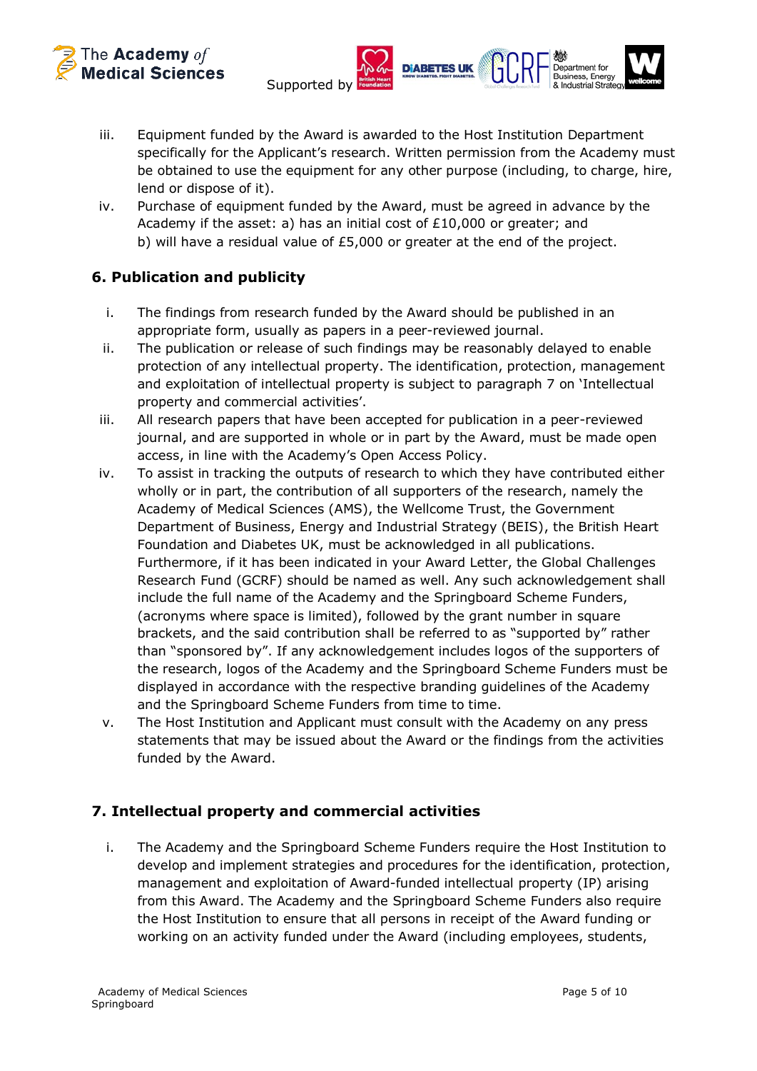iii. Equipment funded by the Award is awarded to the Host Institution Department specifically for the Applicant's research. Written permission from the Academy must be obtained to use the equipment for any other purpose (including, to charge, hire, lend or dispose of it).

iv. Purchase of equipment funded by the Award, must be agreed in advance by the Academy if the asset: a) has an initial cost of £10,000 or greater; and b) will have a residual value of £5,000 or greater at the end of the project.

## 6. Publication and publicity

i. The findings from research funded by the Award should be published in an appropriate form, usually as papers in a peer-reviewed journal.

ii. The publication or release of such findings may be reasonably delayed to enable protection of any intellectual property. The identification, protection, management and exploitation of intellectual property is subject to paragraph 7 on 'Intellectual property and commercial activities'.

iii. All research papers that have been accepted for publication in a peer-reviewed journal, and are supported in whole or in part by the Award, must be made open access, in line with the Academy's Open Access Policy.

iv. To assist in tracking the outputs of research to which they have contributed either wholly or in part, the contribution of all supporters of the research, namely the Academy of Medical Sciences (AMS), the Wellcome Trust, the Government Department of Business, Energy and Industrial Strategy (BEIS), the British Heart Foundation and Diabetes UK, must be acknowledged in all publications. Furthermore, if it has been indicated in your Award Letter, the Global Challenges Research Fund (GCRF) should be named as well. Any such acknowledgement shall include the full name of the Academy and the Springboard Scheme Funders, (acronyms where space is limited), followed by the grant number in square brackets, and the said contribution shall be referred to as "supported by" rather than "sponsored by". If any acknowledgement includes logos of the supporters of the research, logos of the Academy and the Springboard Scheme Funders must be displayed in accordance with the respective branding guidelines of the Academy and the Springboard Scheme Funders from time to time.

v. The Host Institution and Applicant must consult with the Academy on any press statements that may be issued about the Award or the findings from the activities funded by the Award.

## 7. Intellectual property and commercial activities

i. The Academy and the Springboard Scheme Funders require the Host Institution to develop and implement strategies and procedures for the identification, protection, management and exploitation of Award-funded intellectual property (IP) arising from this Award. The Academy and the Springboard Scheme Funders also require the Host Institution to ensure that all persons in receipt of the Award funding or working on an activity funded under the Award (including employees, students,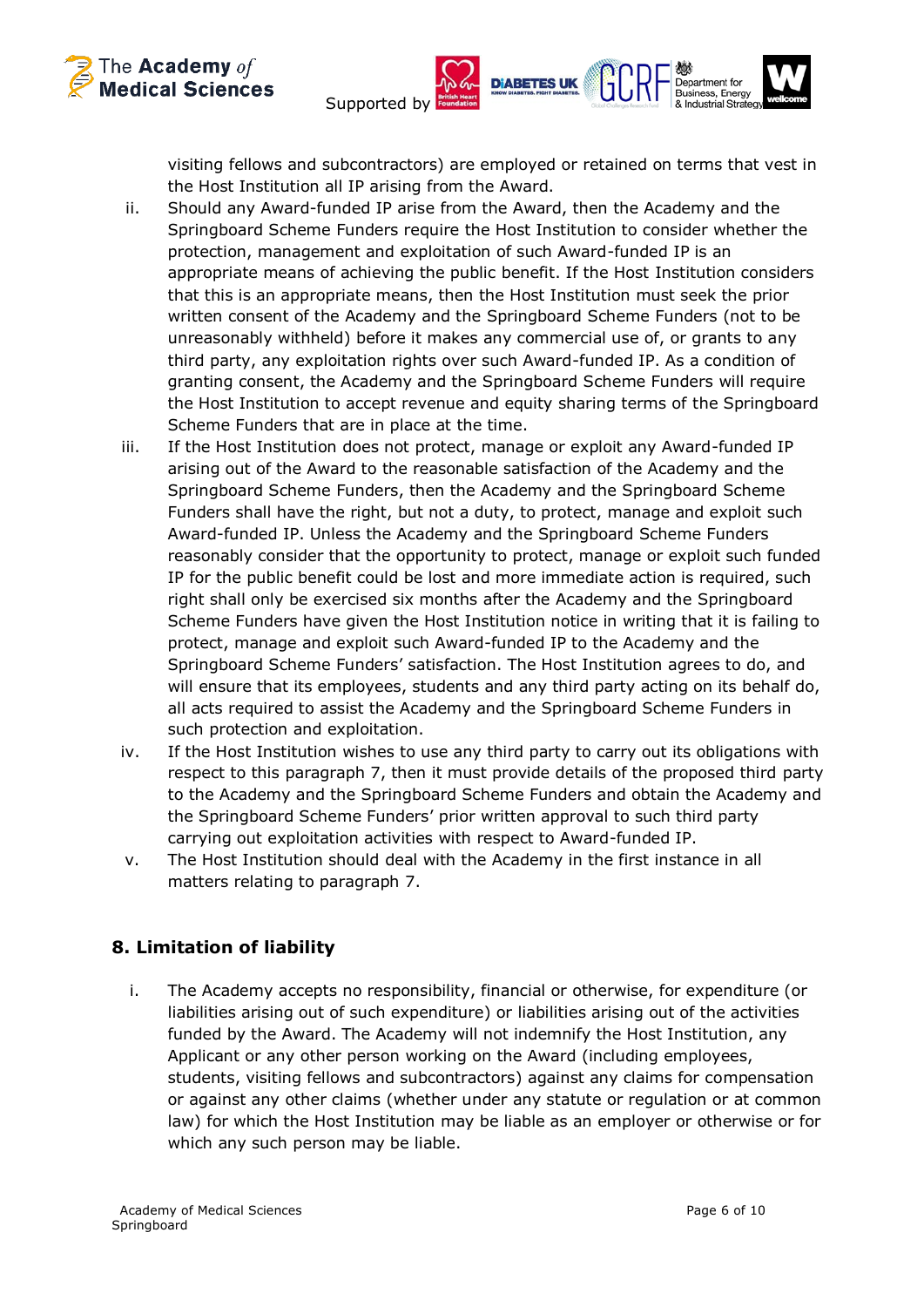visiting fellows and subcontractors) are employed or retained on terms that vest in the Host Institution all IP arising from the Award.

ii. Should any Award-funded IP arise from the Award, then the Academy and the Springboard Scheme Funders require the Host Institution to consider whether the protection, management and exploitation of such Award-funded IP is an appropriate means of achieving the public benefit. If the Host Institution considers that this is an appropriate means, then the Host Institution must seek the prior written consent of the Academy and the Springboard Scheme Funders (not to be unreasonably withheld) before it makes any commercial use of, or grants to any third party, any exploitation rights over such Award-funded IP. As a condition of granting consent, the Academy and the Springboard Scheme Funders will require the Host Institution to accept revenue and equity sharing terms of the Springboard Scheme Funders that are in place at the time.

iii. If the Host Institution does not protect, manage or exploit any Award-funded IP arising out of the Award to the reasonable satisfaction of the Academy and the Springboard Scheme Funders, then the Academy and the Springboard Scheme Funders shall have the right, but not a duty, to protect, manage and exploit such Award-funded IP. Unless the Academy and the Springboard Scheme Funders reasonably consider that the opportunity to protect, manage or exploit such funded IP for the public benefit could be lost and more immediate action is required, such right shall only be exercised six months after the Academy and the Springboard Scheme Funders have given the Host Institution notice in writing that it is failing to protect, manage and exploit such Award-funded IP to the Academy and the Springboard Scheme Funders' satisfaction. The Host Institution agrees to do, and will ensure that its employees, students and any third party acting on its behalf do, all acts required to assist the Academy and the Springboard Scheme Funders in such protection and exploitation.

iv. If the Host Institution wishes to use any third party to carry out its obligations with respect to this paragraph 7, then it must provide details of the proposed third party to the Academy and the Springboard Scheme Funders and obtain the Academy and the Springboard Scheme Funders' prior written approval to such third party carrying out exploitation activities with respect to Award-funded IP.

v. The Host Institution should deal with the Academy in the first instance in all matters relating to paragraph 7.

## 8. Limitation of liability

i. The Academy accepts no responsibility, financial or otherwise, for expenditure (or liabilities arising out of such expenditure) or liabilities arising out of the activities funded by the Award. The Academy will not indemnify the Host Institution, any Applicant or any other person working on the Award (including employees, students, visiting fellows and subcontractors) against any claims for compensation or against any other claims (whether under any statute or regulation or at common law) for which the Host Institution may be liable as an employer or otherwise or for which any such person may be liable.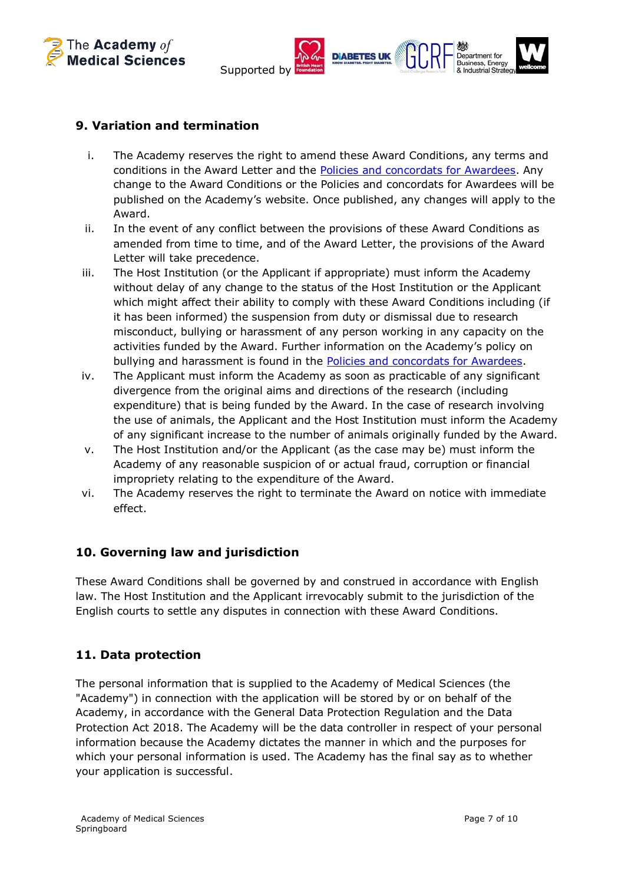## 9. Variation and termination

i. The Academy reserves the right to amend these Award Conditions, any terms and conditions in the Award Letter and the Policies and concordats for Awardees. Any change to the Award Conditions or the Policies and concordats for Awardees will be published on the Academy's website. Once published, any changes will apply to the Award.

ii. In the event of any conflict between the provisions of these Award Conditions as amended from time to time, and of the Award Letter, the provisions of the Award Letter will take precedence.

iii. The Host Institution (or the Applicant if appropriate) must inform the Academy without delay of any change to the status of the Host Institution or the Applicant which might affect their ability to comply with these Award Conditions including (if it has been informed) the suspension from duty or dismissal due to research misconduct, bullying or harassment of any person working in any capacity on the activities funded by the Award. Further information on the Academy's policy on bullying and harassment is found in the Policies and concordats for Awardees.

iv. The Applicant must inform the Academy as soon as practicable of any significant divergence from the original aims and directions of the research (including expenditure) that is being funded by the Award. In the case of research involving the use of animals, the Applicant and the Host Institution must inform the Academy of any significant increase to the number of animals originally funded by the Award.

v. The Host Institution and/or the Applicant (as the case may be) must inform the Academy of any reasonable suspicion of or actual fraud, corruption or financial impropriety relating to the expenditure of the Award.

vi. The Academy reserves the right to terminate the Award on notice with immediate effect.

## 10. Governing law and jurisdiction

These Award Conditions shall be governed by and construed in accordance with English law. The Host Institution and the Applicant irrevocably submit to the jurisdiction of the English courts to settle any disputes in connection with these Award Conditions.

## 11. Data protection

The personal information that is supplied to the Academy of Medical Sciences (the "Academy") in connection with the application will be stored by or on behalf of the Academy, in accordance with the General Data Protection Regulation and the Data Protection Act 2018. The Academy will be the data controller in respect of your personal information because the Academy dictates the manner in which and the purposes for which your personal information is used. The Academy has the final say as to whether your application is successful.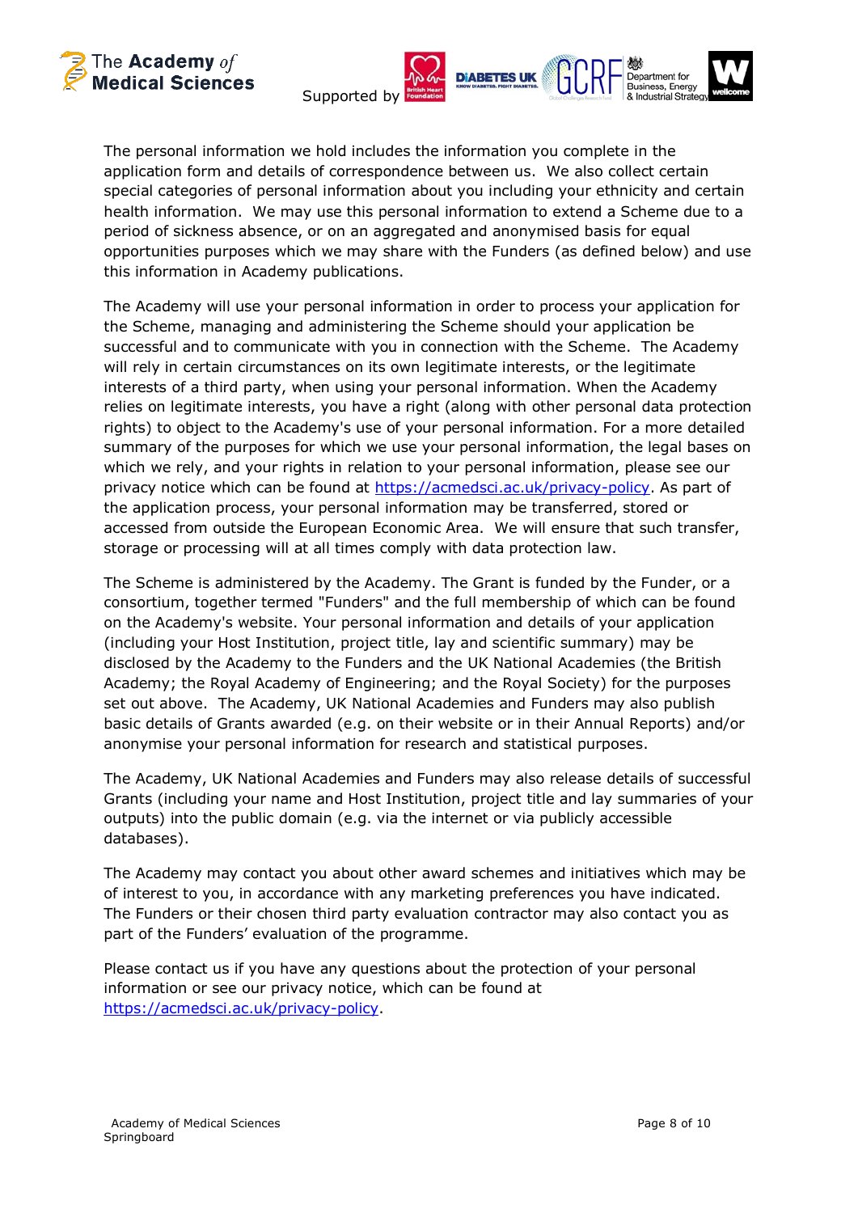The personal information we hold includes the information you complete in the application form and details of correspondence between us. We also collect certain special categories of personal information about you including your ethnicity and certain health information. We may use this personal information to extend a Scheme due to a period of sickness absence, or on an aggregated and anonymised basis for equal opportunities purposes which we may share with the Funders (as defined below) and use this information in Academy publications.

The Academy will use your personal information in order to process your application for the Scheme, managing and administering the Scheme should your application be successful and to communicate with you in connection with the Scheme. The Academy will rely in certain circumstances on its own legitimate interests, or the legitimate interests of a third party, when using your personal information. When the Academy relies on legitimate interests, you have a right (along with other personal data protection rights) to object to the Academy's use of your personal information. For a more detailed summary of the purposes for which we use your personal information, the legal bases on which we rely, and your rights in relation to your personal information, please see our privacy notice which can be found at https://acmedsci.ac.uk/privacy-policy. As part of the application process, your personal information may be transferred, stored or accessed from outside the European Economic Area. We will ensure that such transfer, storage or processing will at all times comply with data protection law.

The Scheme is administered by the Academy. The Grant is funded by the Funder, or a consortium, together termed "Funders" and the full membership of which can be found on the Academy's website. Your personal information and details of your application (including your Host Institution, project title, lay and scientific summary) may be disclosed by the Academy to the Funders and the UK National Academies (the British Academy; the Royal Academy of Engineering; and the Royal Society) for the purposes set out above. The Academy, UK National Academies and Funders may also publish basic details of Grants awarded (e.g. on their website or in their Annual Reports) and/or anonymise your personal information for research and statistical purposes.

The Academy, UK National Academies and Funders may also release details of successful Grants (including your name and Host Institution, project title and lay summaries of your outputs) into the public domain (e.g. via the internet or via publicly accessible databases).

The Academy may contact you about other award schemes and initiatives which may be of interest to you, in accordance with any marketing preferences you have indicated. The Funders or their chosen third party evaluation contractor may also contact you as part of the Funders' evaluation of the programme.

Please contact us if you have any questions about the protection of your personal information or see our privacy notice, which can be found at https://acmedsci.ac.uk/privacy-policy.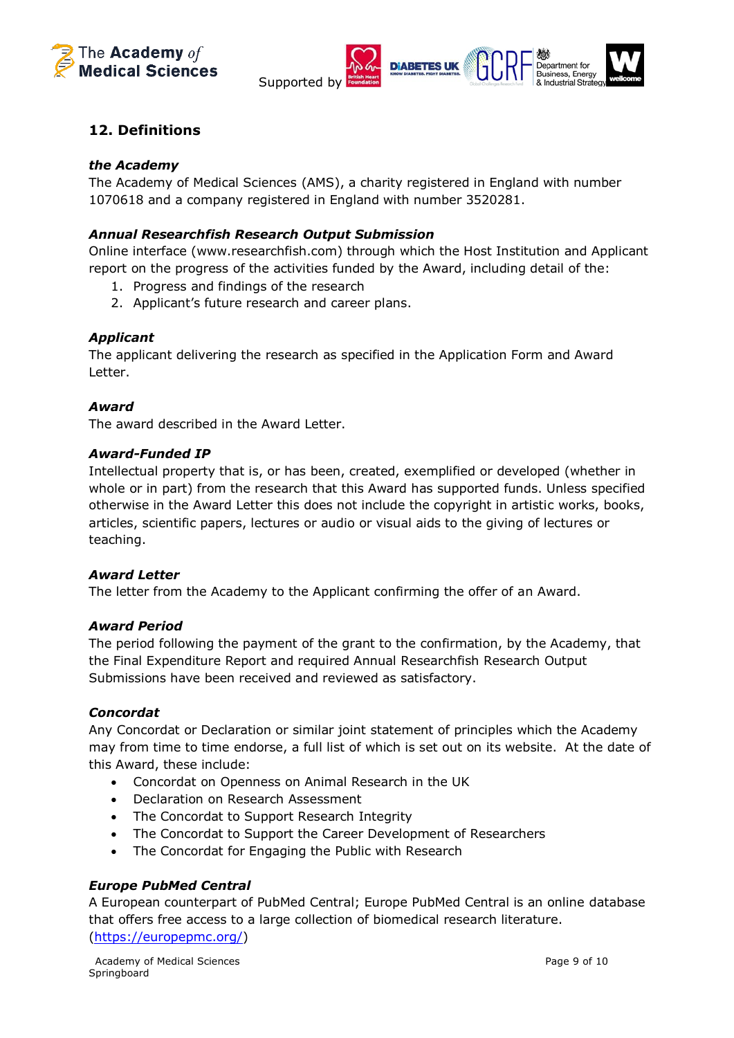## 12. Definitions

***the Academy***

The Academy of Medical Sciences (AMS), a charity registered in England with number 1070618 and a company registered in England with number 3520281.

***Annual Researchfish Research Output Submission***

Online interface (www.researchfish.com) through which the Host Institution and Applicant report on the progress of the activities funded by the Award, including detail of the:

1. Progress and findings of the research
2. Applicant's future research and career plans.

***Applicant***

The applicant delivering the research as specified in the Application Form and Award Letter.

***Award***

The award described in the Award Letter.

***Award-Funded IP***

Intellectual property that is, or has been, created, exemplified or developed (whether in whole or in part) from the research that this Award has supported funds. Unless specified otherwise in the Award Letter this does not include the copyright in artistic works, books, articles, scientific papers, lectures or audio or visual aids to the giving of lectures or teaching.

***Award Letter***

The letter from the Academy to the Applicant confirming the offer of an Award.

***Award Period***

The period following the payment of the grant to the confirmation, by the Academy, that the Final Expenditure Report and required Annual Researchfish Research Output Submissions have been received and reviewed as satisfactory.

***Concordat***

Any Concordat or Declaration or similar joint statement of principles which the Academy may from time to time endorse, a full list of which is set out on its website. At the date of this Award, these include:

- Concordat on Openness on Animal Research in the UK
- Declaration on Research Assessment
- The Concordat to Support Research Integrity
- The Concordat to Support the Career Development of Researchers
- The Concordat for Engaging the Public with Research

***Europe PubMed Central***

A European counterpart of PubMed Central; Europe PubMed Central is an online database that offers free access to a large collection of biomedical research literature. (https://europepmc.org/)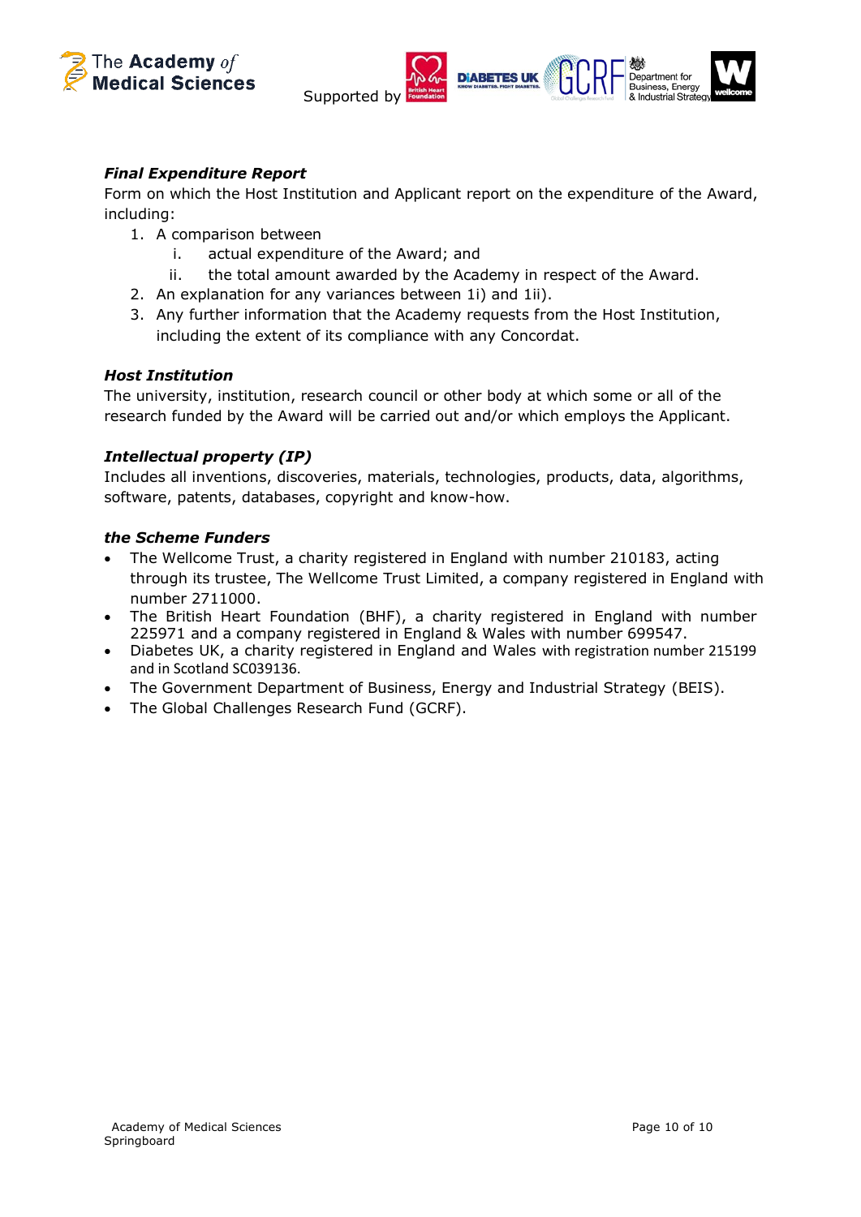***Final Expenditure Report***

Form on which the Host Institution and Applicant report on the expenditure of the Award, including:

1. A comparison between
   i. actual expenditure of the Award; and
   ii. the total amount awarded by the Academy in respect of the Award.
2. An explanation for any variances between 1i) and 1ii).
3. Any further information that the Academy requests from the Host Institution, including the extent of its compliance with any Concordat.

***Host Institution***

The university, institution, research council or other body at which some or all of the research funded by the Award will be carried out and/or which employs the Applicant.

***Intellectual property (IP)***

Includes all inventions, discoveries, materials, technologies, products, data, algorithms, software, patents, databases, copyright and know-how.

***the Scheme Funders***

- The Wellcome Trust, a charity registered in England with number 210183, acting through its trustee, The Wellcome Trust Limited, a company registered in England with number 2711000.
- The British Heart Foundation (BHF), a charity registered in England with number 225971 and a company registered in England & Wales with number 699547.
- Diabetes UK, a charity registered in England and Wales with registration number 215199 and in Scotland SC039136.
- The Government Department of Business, Energy and Industrial Strategy (BEIS).
- The Global Challenges Research Fund (GCRF).